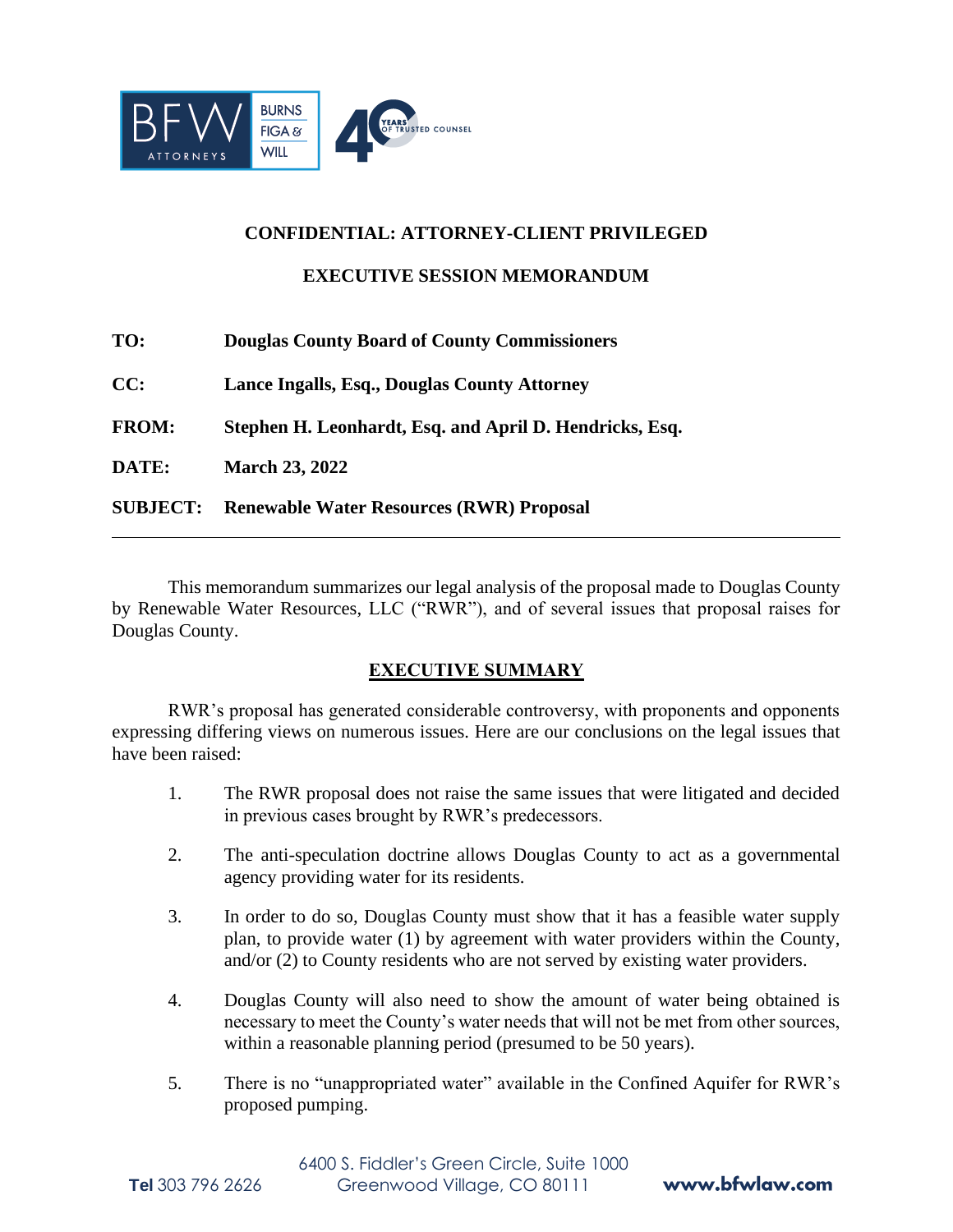**CONFIDENTIAL: ATTORNEY-CLIENT PRIVILEGED**

**EXECUTIVE SESSION MEMORANDUM**

**TO:** **Douglas County Board of County Commissioners**

**CC:** **Lance Ingalls, Esq., Douglas County Attorney**

**FROM:** **Stephen H. Leonhardt, Esq. and April D. Hendricks, Esq.**

**DATE:** **March 23, 2022**

**SUBJECT:** **Renewable Water Resources (RWR) Proposal**

---

This memorandum summarizes our legal analysis of the proposal made to Douglas County by Renewable Water Resources, LLC ("RWR"), and of several issues that proposal raises for Douglas County.

## EXECUTIVE SUMMARY

RWR's proposal has generated considerable controversy, with proponents and opponents expressing differing views on numerous issues. Here are our conclusions on the legal issues that have been raised:

1. The RWR proposal does not raise the same issues that were litigated and decided in previous cases brought by RWR's predecessors.

2. The anti-speculation doctrine allows Douglas County to act as a governmental agency providing water for its residents.

3. In order to do so, Douglas County must show that it has a feasible water supply plan, to provide water (1) by agreement with water providers within the County, and/or (2) to County residents who are not served by existing water providers.

4. Douglas County will also need to show the amount of water being obtained is necessary to meet the County's water needs that will not be met from other sources, within a reasonable planning period (presumed to be 50 years).

5. There is no "unappropriated water" available in the Confined Aquifer for RWR's proposed pumping.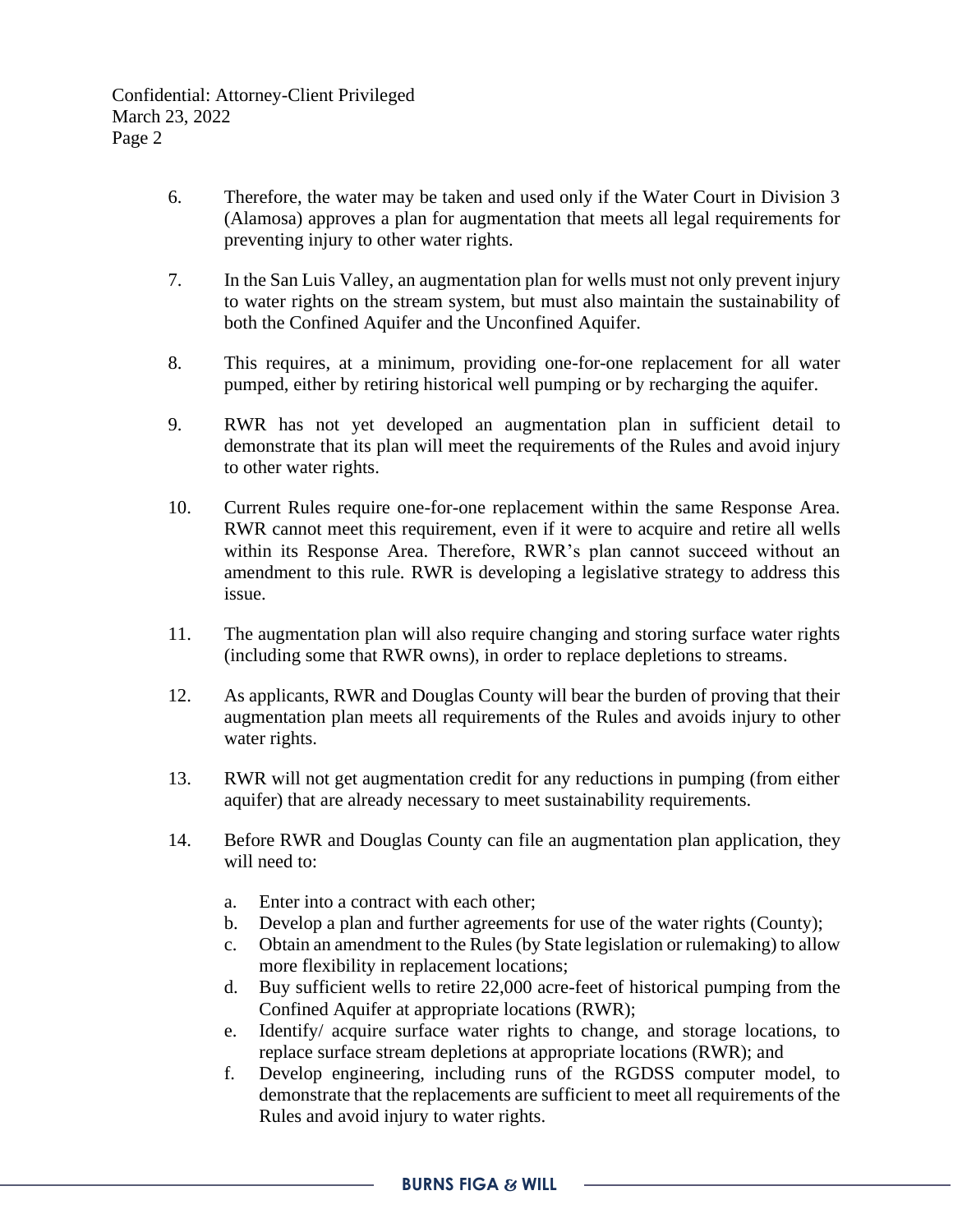6. Therefore, the water may be taken and used only if the Water Court in Division 3 (Alamosa) approves a plan for augmentation that meets all legal requirements for preventing injury to other water rights.

7. In the San Luis Valley, an augmentation plan for wells must not only prevent injury to water rights on the stream system, but must also maintain the sustainability of both the Confined Aquifer and the Unconfined Aquifer.

8. This requires, at a minimum, providing one-for-one replacement for all water pumped, either by retiring historical well pumping or by recharging the aquifer.

9. RWR has not yet developed an augmentation plan in sufficient detail to demonstrate that its plan will meet the requirements of the Rules and avoid injury to other water rights.

10. Current Rules require one-for-one replacement within the same Response Area. RWR cannot meet this requirement, even if it were to acquire and retire all wells within its Response Area. Therefore, RWR's plan cannot succeed without an amendment to this rule. RWR is developing a legislative strategy to address this issue.

11. The augmentation plan will also require changing and storing surface water rights (including some that RWR owns), in order to replace depletions to streams.

12. As applicants, RWR and Douglas County will bear the burden of proving that their augmentation plan meets all requirements of the Rules and avoids injury to other water rights.

13. RWR will not get augmentation credit for any reductions in pumping (from either aquifer) that are already necessary to meet sustainability requirements.

14. Before RWR and Douglas County can file an augmentation plan application, they will need to:

    a. Enter into a contract with each other;
    b. Develop a plan and further agreements for use of the water rights (County);
    c. Obtain an amendment to the Rules (by State legislation or rulemaking) to allow more flexibility in replacement locations;
    d. Buy sufficient wells to retire 22,000 acre-feet of historical pumping from the Confined Aquifer at appropriate locations (RWR);
    e. Identify/ acquire surface water rights to change, and storage locations, to replace surface stream depletions at appropriate locations (RWR); and
    f. Develop engineering, including runs of the RGDSS computer model, to demonstrate that the replacements are sufficient to meet all requirements of the Rules and avoid injury to water rights.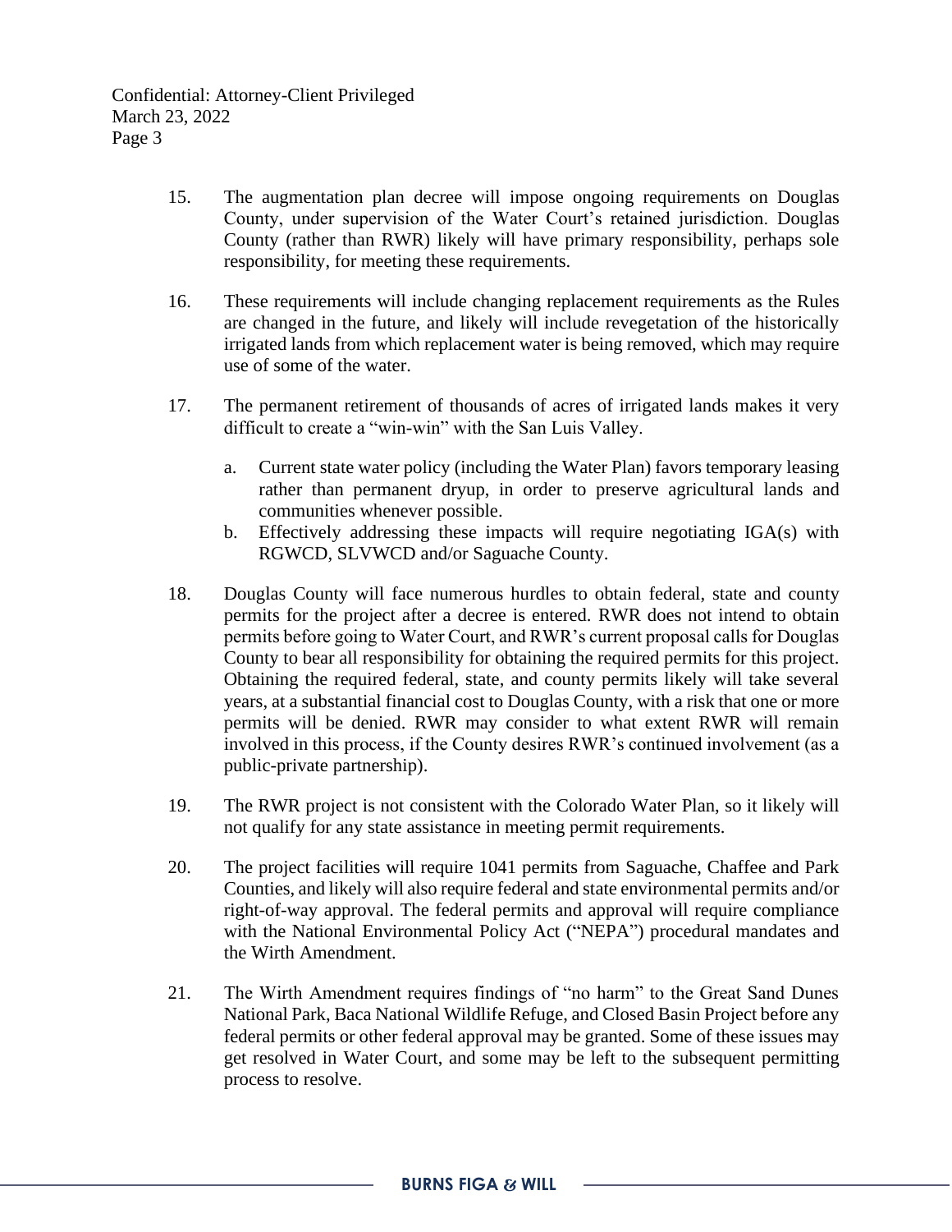15. The augmentation plan decree will impose ongoing requirements on Douglas County, under supervision of the Water Court's retained jurisdiction. Douglas County (rather than RWR) likely will have primary responsibility, perhaps sole responsibility, for meeting these requirements.

16. These requirements will include changing replacement requirements as the Rules are changed in the future, and likely will include revegetation of the historically irrigated lands from which replacement water is being removed, which may require use of some of the water.

17. The permanent retirement of thousands of acres of irrigated lands makes it very difficult to create a "win-win" with the San Luis Valley.

    a. Current state water policy (including the Water Plan) favors temporary leasing rather than permanent dryup, in order to preserve agricultural lands and communities whenever possible.
    b. Effectively addressing these impacts will require negotiating IGA(s) with RGWCD, SLVWCD and/or Saguache County.

18. Douglas County will face numerous hurdles to obtain federal, state and county permits for the project after a decree is entered. RWR does not intend to obtain permits before going to Water Court, and RWR's current proposal calls for Douglas County to bear all responsibility for obtaining the required permits for this project. Obtaining the required federal, state, and county permits likely will take several years, at a substantial financial cost to Douglas County, with a risk that one or more permits will be denied. RWR may consider to what extent RWR will remain involved in this process, if the County desires RWR's continued involvement (as a public-private partnership).

19. The RWR project is not consistent with the Colorado Water Plan, so it likely will not qualify for any state assistance in meeting permit requirements.

20. The project facilities will require 1041 permits from Saguache, Chaffee and Park Counties, and likely will also require federal and state environmental permits and/or right-of-way approval. The federal permits and approval will require compliance with the National Environmental Policy Act ("NEPA") procedural mandates and the Wirth Amendment.

21. The Wirth Amendment requires findings of "no harm" to the Great Sand Dunes National Park, Baca National Wildlife Refuge, and Closed Basin Project before any federal permits or other federal approval may be granted. Some of these issues may get resolved in Water Court, and some may be left to the subsequent permitting process to resolve.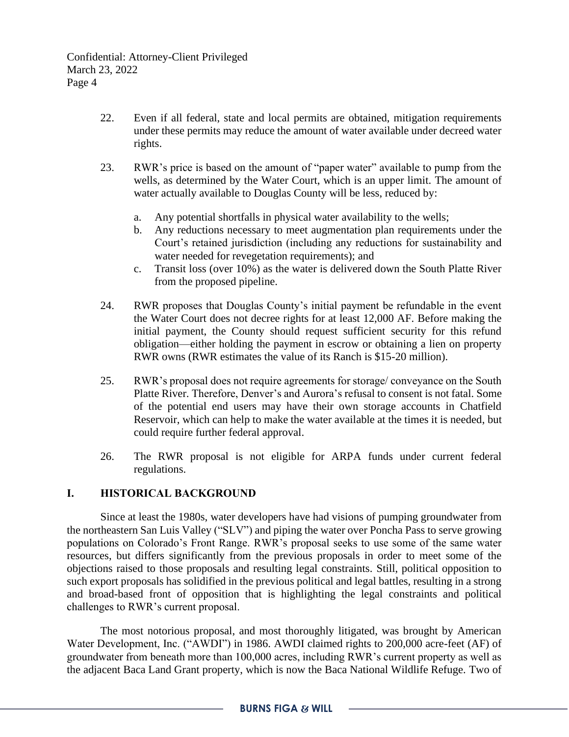22. Even if all federal, state and local permits are obtained, mitigation requirements under these permits may reduce the amount of water available under decreed water rights.

23. RWR's price is based on the amount of "paper water" available to pump from the wells, as determined by the Water Court, which is an upper limit. The amount of water actually available to Douglas County will be less, reduced by:

    a. Any potential shortfalls in physical water availability to the wells;
    b. Any reductions necessary to meet augmentation plan requirements under the Court's retained jurisdiction (including any reductions for sustainability and water needed for revegetation requirements); and
    c. Transit loss (over 10%) as the water is delivered down the South Platte River from the proposed pipeline.

24. RWR proposes that Douglas County's initial payment be refundable in the event the Water Court does not decree rights for at least 12,000 AF. Before making the initial payment, the County should request sufficient security for this refund obligation—either holding the payment in escrow or obtaining a lien on property RWR owns (RWR estimates the value of its Ranch is $15-20 million).

25. RWR's proposal does not require agreements for storage/ conveyance on the South Platte River. Therefore, Denver's and Aurora's refusal to consent is not fatal. Some of the potential end users may have their own storage accounts in Chatfield Reservoir, which can help to make the water available at the times it is needed, but could require further federal approval.

26. The RWR proposal is not eligible for ARPA funds under current federal regulations.

## I. HISTORICAL BACKGROUND

Since at least the 1980s, water developers have had visions of pumping groundwater from the northeastern San Luis Valley ("SLV") and piping the water over Poncha Pass to serve growing populations on Colorado's Front Range. RWR's proposal seeks to use some of the same water resources, but differs significantly from the previous proposals in order to meet some of the objections raised to those proposals and resulting legal constraints. Still, political opposition to such export proposals has solidified in the previous political and legal battles, resulting in a strong and broad-based front of opposition that is highlighting the legal constraints and political challenges to RWR's current proposal.

The most notorious proposal, and most thoroughly litigated, was brought by American Water Development, Inc. ("AWDI") in 1986. AWDI claimed rights to 200,000 acre-feet (AF) of groundwater from beneath more than 100,000 acres, including RWR's current property as well as the adjacent Baca Land Grant property, which is now the Baca National Wildlife Refuge. Two of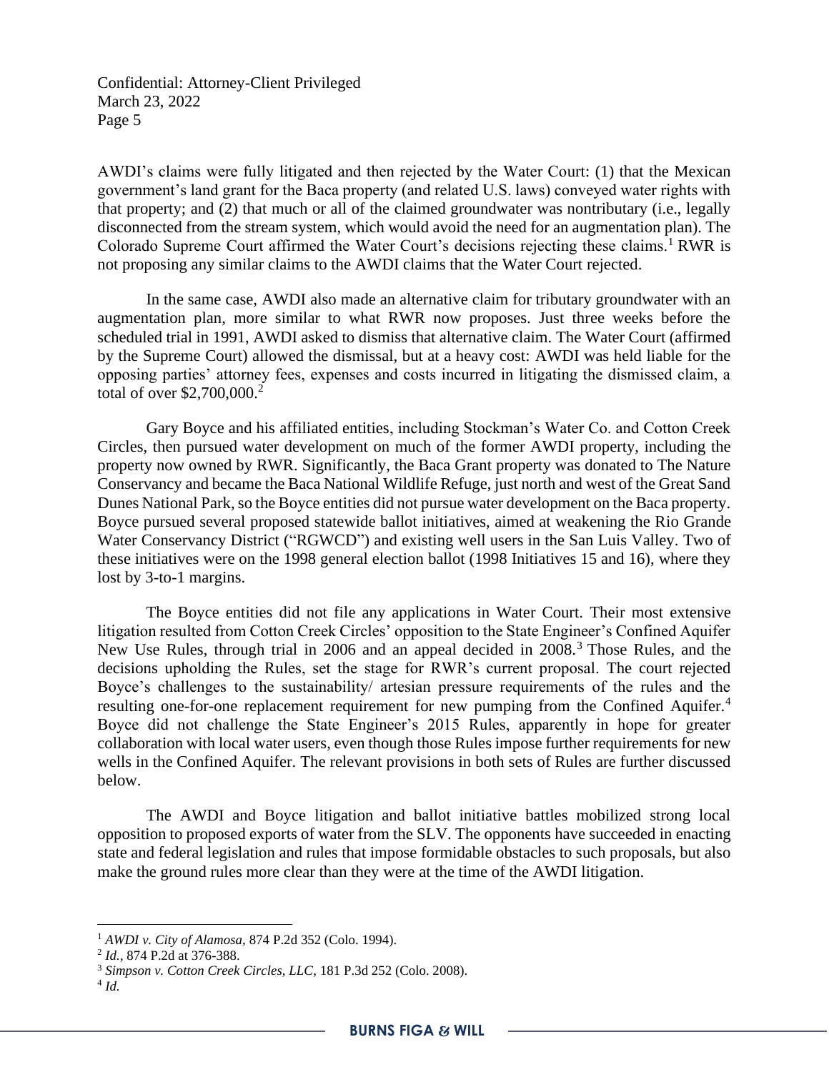AWDI's claims were fully litigated and then rejected by the Water Court: (1) that the Mexican government's land grant for the Baca property (and related U.S. laws) conveyed water rights with that property; and (2) that much or all of the claimed groundwater was nontributary (i.e., legally disconnected from the stream system, which would avoid the need for an augmentation plan). The Colorado Supreme Court affirmed the Water Court's decisions rejecting these claims.[1] RWR is not proposing any similar claims to the AWDI claims that the Water Court rejected.

In the same case, AWDI also made an alternative claim for tributary groundwater with an augmentation plan, more similar to what RWR now proposes. Just three weeks before the scheduled trial in 1991, AWDI asked to dismiss that alternative claim. The Water Court (affirmed by the Supreme Court) allowed the dismissal, but at a heavy cost: AWDI was held liable for the opposing parties' attorney fees, expenses and costs incurred in litigating the dismissed claim, a total of over $2,700,000.[2]

Gary Boyce and his affiliated entities, including Stockman's Water Co. and Cotton Creek Circles, then pursued water development on much of the former AWDI property, including the property now owned by RWR. Significantly, the Baca Grant property was donated to The Nature Conservancy and became the Baca National Wildlife Refuge, just north and west of the Great Sand Dunes National Park, so the Boyce entities did not pursue water development on the Baca property. Boyce pursued several proposed statewide ballot initiatives, aimed at weakening the Rio Grande Water Conservancy District ("RGWCD") and existing well users in the San Luis Valley. Two of these initiatives were on the 1998 general election ballot (1998 Initiatives 15 and 16), where they lost by 3-to-1 margins.

The Boyce entities did not file any applications in Water Court. Their most extensive litigation resulted from Cotton Creek Circles' opposition to the State Engineer's Confined Aquifer New Use Rules, through trial in 2006 and an appeal decided in 2008.[3] Those Rules, and the decisions upholding the Rules, set the stage for RWR's current proposal. The court rejected Boyce's challenges to the sustainability/ artesian pressure requirements of the rules and the resulting one-for-one replacement requirement for new pumping from the Confined Aquifer.[4] Boyce did not challenge the State Engineer's 2015 Rules, apparently in hope for greater collaboration with local water users, even though those Rules impose further requirements for new wells in the Confined Aquifer. The relevant provisions in both sets of Rules are further discussed below.

The AWDI and Boyce litigation and ballot initiative battles mobilized strong local opposition to proposed exports of water from the SLV. The opponents have succeeded in enacting state and federal legislation and rules that impose formidable obstacles to such proposals, but also make the ground rules more clear than they were at the time of the AWDI litigation.

---

[1] *AWDI v. City of Alamosa*, 874 P.2d 352 (Colo. 1994).

[2] *Id.*, 874 P.2d at 376-388.

[3] *Simpson v. Cotton Creek Circles, LLC*, 181 P.3d 252 (Colo. 2008).

[4] *Id.*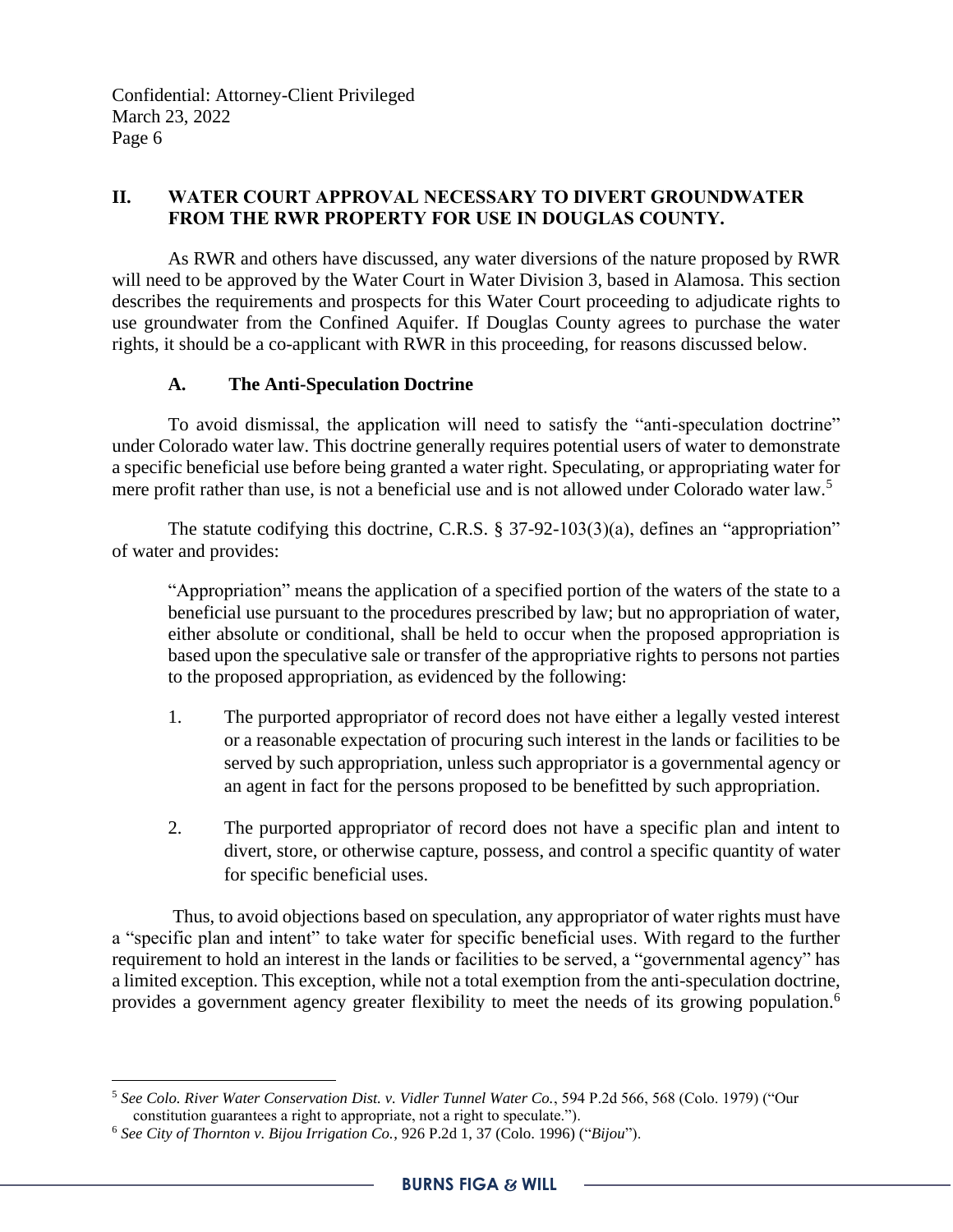## II. WATER COURT APPROVAL NECESSARY TO DIVERT GROUNDWATER FROM THE RWR PROPERTY FOR USE IN DOUGLAS COUNTY.

As RWR and others have discussed, any water diversions of the nature proposed by RWR will need to be approved by the Water Court in Water Division 3, based in Alamosa. This section describes the requirements and prospects for this Water Court proceeding to adjudicate rights to use groundwater from the Confined Aquifer. If Douglas County agrees to purchase the water rights, it should be a co-applicant with RWR in this proceeding, for reasons discussed below.

### A. The Anti-Speculation Doctrine

To avoid dismissal, the application will need to satisfy the "anti-speculation doctrine" under Colorado water law. This doctrine generally requires potential users of water to demonstrate a specific beneficial use before being granted a water right. Speculating, or appropriating water for mere profit rather than use, is not a beneficial use and is not allowed under Colorado water law.[5]

The statute codifying this doctrine, C.R.S. § 37-92-103(3)(a), defines an "appropriation" of water and provides:

> "Appropriation" means the application of a specified portion of the waters of the state to a beneficial use pursuant to the procedures prescribed by law; but no appropriation of water, either absolute or conditional, shall be held to occur when the proposed appropriation is based upon the speculative sale or transfer of the appropriative rights to persons not parties to the proposed appropriation, as evidenced by the following:
>
> 1. The purported appropriator of record does not have either a legally vested interest or a reasonable expectation of procuring such interest in the lands or facilities to be served by such appropriation, unless such appropriator is a governmental agency or an agent in fact for the persons proposed to be benefitted by such appropriation.
>
> 2. The purported appropriator of record does not have a specific plan and intent to divert, store, or otherwise capture, possess, and control a specific quantity of water for specific beneficial uses.

Thus, to avoid objections based on speculation, any appropriator of water rights must have a "specific plan and intent" to take water for specific beneficial uses. With regard to the further requirement to hold an interest in the lands or facilities to be served, a "governmental agency" has a limited exception. This exception, while not a total exemption from the anti-speculation doctrine, provides a government agency greater flexibility to meet the needs of its growing population.[6]

---

[5] *See Colo. River Water Conservation Dist. v. Vidler Tunnel Water Co.*, 594 P.2d 566, 568 (Colo. 1979) ("Our constitution guarantees a right to appropriate, not a right to speculate.").

[6] *See City of Thornton v. Bijou Irrigation Co.*, 926 P.2d 1, 37 (Colo. 1996) ("*Bijou*").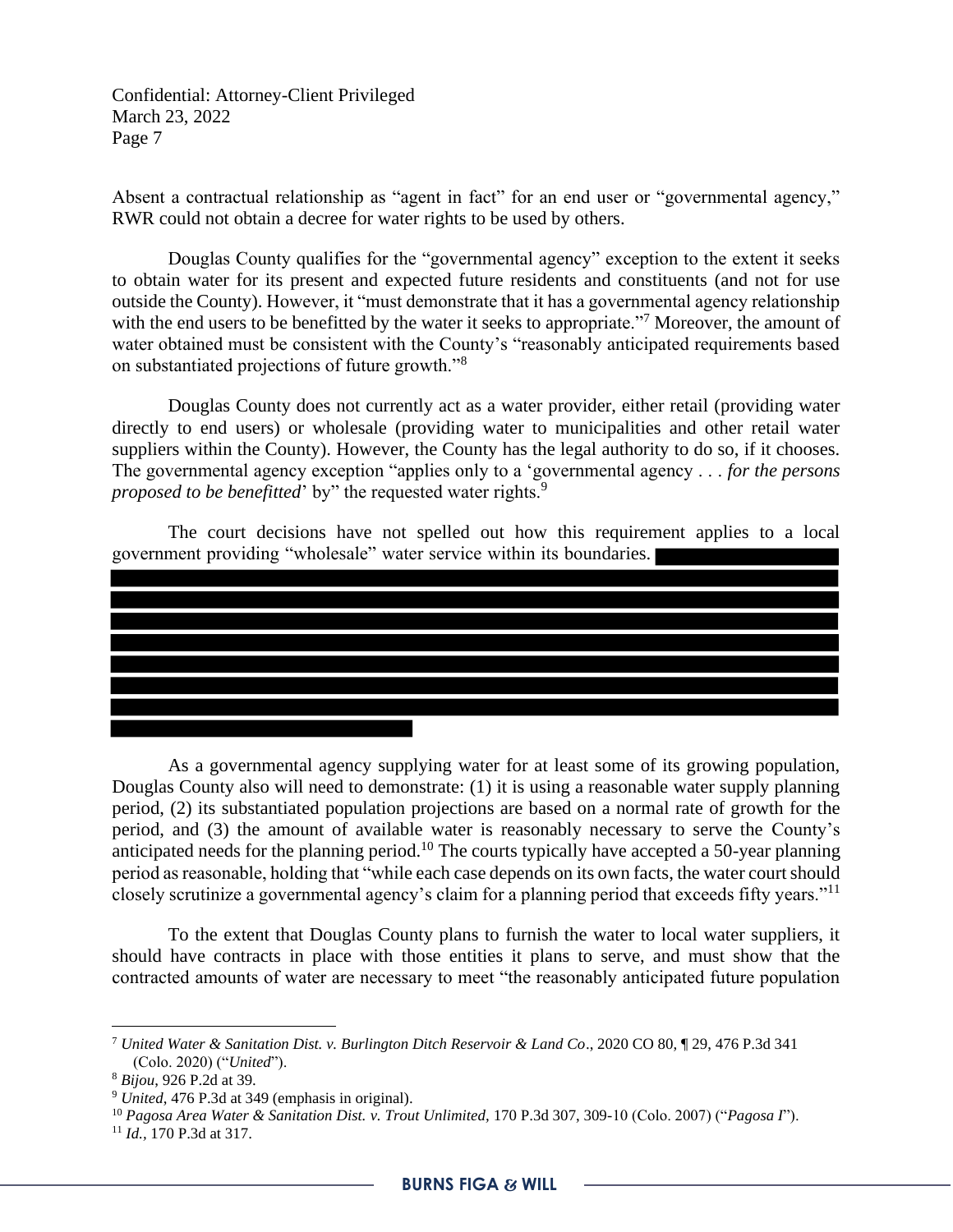Absent a contractual relationship as "agent in fact" for an end user or "governmental agency," RWR could not obtain a decree for water rights to be used by others.

Douglas County qualifies for the "governmental agency" exception to the extent it seeks to obtain water for its present and expected future residents and constituents (and not for use outside the County). However, it "must demonstrate that it has a governmental agency relationship with the end users to be benefitted by the water it seeks to appropriate."[7] Moreover, the amount of water obtained must be consistent with the County's "reasonably anticipated requirements based on substantiated projections of future growth."[8]

Douglas County does not currently act as a water provider, either retail (providing water directly to end users) or wholesale (providing water to municipalities and other retail water suppliers within the County). However, the County has the legal authority to do so, if it chooses. The governmental agency exception "applies only to a 'governmental agency . . . *for the persons proposed to be benefitted*' by" the requested water rights.[9]

The court decisions have not spelled out how this requirement applies to a local government providing "wholesale" water service within its boundaries. [REDACTED]

As a governmental agency supplying water for at least some of its growing population, Douglas County also will need to demonstrate: (1) it is using a reasonable water supply planning period, (2) its substantiated population projections are based on a normal rate of growth for the period, and (3) the amount of available water is reasonably necessary to serve the County's anticipated needs for the planning period.[10] The courts typically have accepted a 50-year planning period as reasonable, holding that "while each case depends on its own facts, the water court should closely scrutinize a governmental agency's claim for a planning period that exceeds fifty years."[11]

To the extent that Douglas County plans to furnish the water to local water suppliers, it should have contracts in place with those entities it plans to serve, and must show that the contracted amounts of water are necessary to meet "the reasonably anticipated future population

---

[7] *United Water & Sanitation Dist. v. Burlington Ditch Reservoir & Land Co*., 2020 CO 80, ¶ 29, 476 P.3d 341 (Colo. 2020) ("*United*").

[8] *Bijou*, 926 P.2d at 39.

[9] *United*, 476 P.3d at 349 (emphasis in original).

[10] *Pagosa Area Water & Sanitation Dist. v. Trout Unlimited,* 170 P.3d 307, 309-10 (Colo. 2007) ("*Pagosa I*").

[11] *Id.,* 170 P.3d at 317.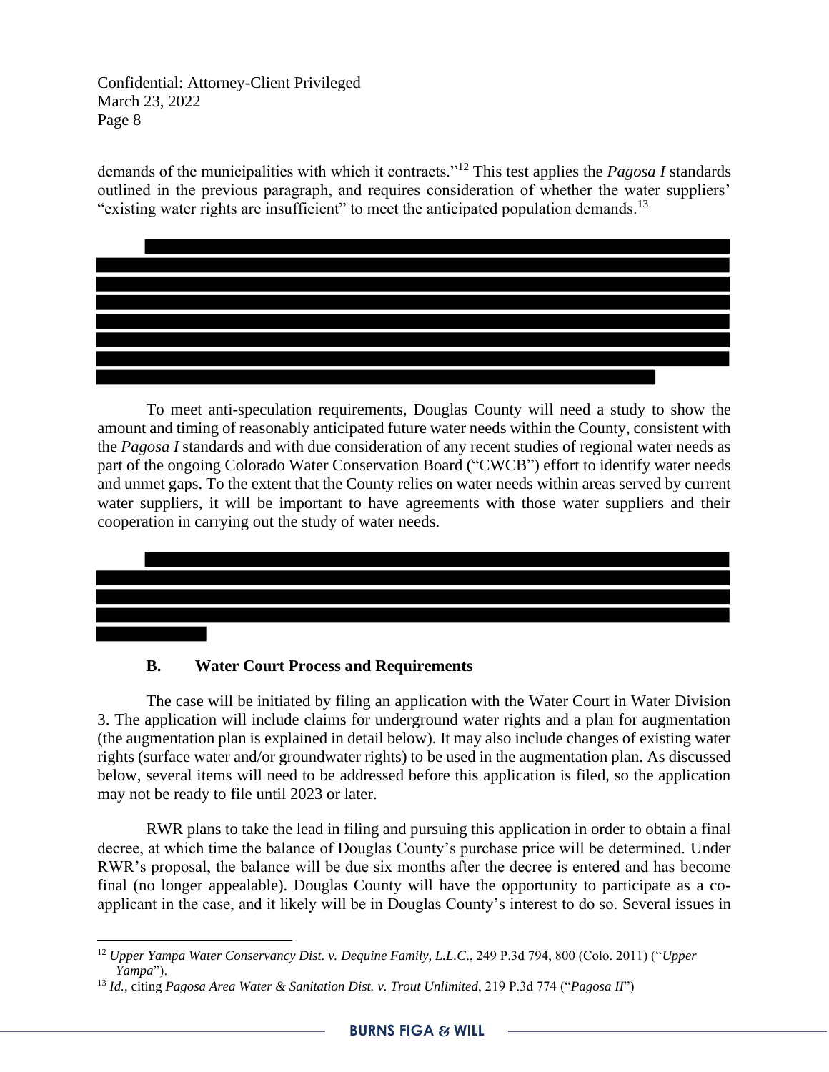demands of the municipalities with which it contracts."[12] This test applies the *Pagosa I* standards outlined in the previous paragraph, and requires consideration of whether the water suppliers' "existing water rights are insufficient" to meet the anticipated population demands.[13]

To meet anti-speculation requirements, Douglas County will need a study to show the amount and timing of reasonably anticipated future water needs within the County, consistent with the *Pagosa I* standards and with due consideration of any recent studies of regional water needs as part of the ongoing Colorado Water Conservation Board ("CWCB") effort to identify water needs and unmet gaps. To the extent that the County relies on water needs within areas served by current water suppliers, it will be important to have agreements with those water suppliers and their cooperation in carrying out the study of water needs.

### B. Water Court Process and Requirements

The case will be initiated by filing an application with the Water Court in Water Division 3. The application will include claims for underground water rights and a plan for augmentation (the augmentation plan is explained in detail below). It may also include changes of existing water rights (surface water and/or groundwater rights) to be used in the augmentation plan. As discussed below, several items will need to be addressed before this application is filed, so the application may not be ready to file until 2023 or later.

RWR plans to take the lead in filing and pursuing this application in order to obtain a final decree, at which time the balance of Douglas County's purchase price will be determined. Under RWR's proposal, the balance will be due six months after the decree is entered and has become final (no longer appealable). Douglas County will have the opportunity to participate as a co-applicant in the case, and it likely will be in Douglas County's interest to do so. Several issues in

---

[12] *Upper Yampa Water Conservancy Dist. v. Dequine Family, L.L.C*., 249 P.3d 794, 800 (Colo. 2011) ("*Upper Yampa*").

[13] *Id.*, citing *Pagosa Area Water & Sanitation Dist. v. Trout Unlimited*, 219 P.3d 774 ("*Pagosa II*")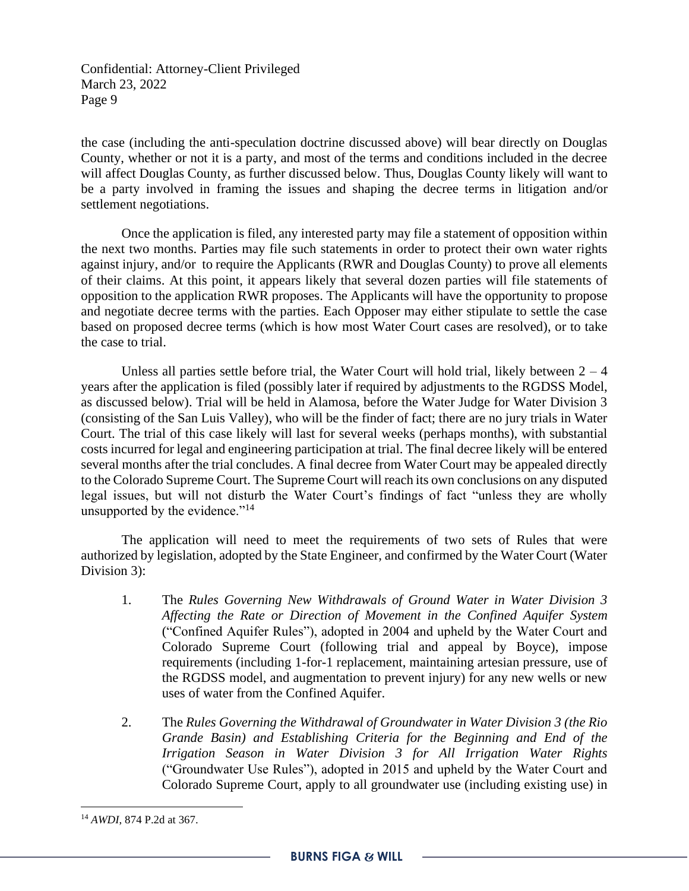the case (including the anti-speculation doctrine discussed above) will bear directly on Douglas County, whether or not it is a party, and most of the terms and conditions included in the decree will affect Douglas County, as further discussed below. Thus, Douglas County likely will want to be a party involved in framing the issues and shaping the decree terms in litigation and/or settlement negotiations.

Once the application is filed, any interested party may file a statement of opposition within the next two months. Parties may file such statements in order to protect their own water rights against injury, and/or to require the Applicants (RWR and Douglas County) to prove all elements of their claims. At this point, it appears likely that several dozen parties will file statements of opposition to the application RWR proposes. The Applicants will have the opportunity to propose and negotiate decree terms with the parties. Each Opposer may either stipulate to settle the case based on proposed decree terms (which is how most Water Court cases are resolved), or to take the case to trial.

Unless all parties settle before trial, the Water Court will hold trial, likely between 2 – 4 years after the application is filed (possibly later if required by adjustments to the RGDSS Model, as discussed below). Trial will be held in Alamosa, before the Water Judge for Water Division 3 (consisting of the San Luis Valley), who will be the finder of fact; there are no jury trials in Water Court. The trial of this case likely will last for several weeks (perhaps months), with substantial costs incurred for legal and engineering participation at trial. The final decree likely will be entered several months after the trial concludes. A final decree from Water Court may be appealed directly to the Colorado Supreme Court. The Supreme Court will reach its own conclusions on any disputed legal issues, but will not disturb the Water Court's findings of fact "unless they are wholly unsupported by the evidence."[14]

The application will need to meet the requirements of two sets of Rules that were authorized by legislation, adopted by the State Engineer, and confirmed by the Water Court (Water Division 3):

1. The *Rules Governing New Withdrawals of Ground Water in Water Division 3 Affecting the Rate or Direction of Movement in the Confined Aquifer System* ("Confined Aquifer Rules"), adopted in 2004 and upheld by the Water Court and Colorado Supreme Court (following trial and appeal by Boyce), impose requirements (including 1-for-1 replacement, maintaining artesian pressure, use of the RGDSS model, and augmentation to prevent injury) for any new wells or new uses of water from the Confined Aquifer.

2. The *Rules Governing the Withdrawal of Groundwater in Water Division 3 (the Rio Grande Basin) and Establishing Criteria for the Beginning and End of the Irrigation Season in Water Division 3 for All Irrigation Water Rights* ("Groundwater Use Rules"), adopted in 2015 and upheld by the Water Court and Colorado Supreme Court, apply to all groundwater use (including existing use) in

[14] *AWDI*, 874 P.2d at 367.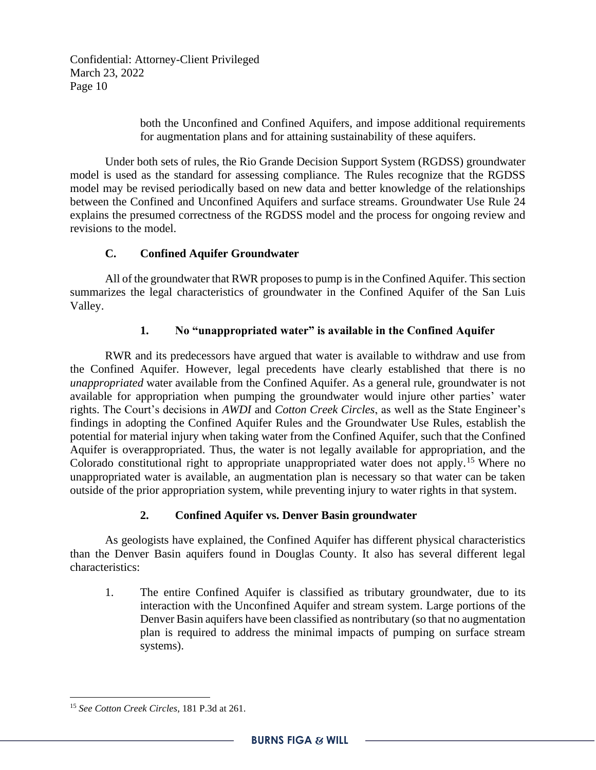both the Unconfined and Confined Aquifers, and impose additional requirements for augmentation plans and for attaining sustainability of these aquifers.

Under both sets of rules, the Rio Grande Decision Support System (RGDSS) groundwater model is used as the standard for assessing compliance. The Rules recognize that the RGDSS model may be revised periodically based on new data and better knowledge of the relationships between the Confined and Unconfined Aquifers and surface streams. Groundwater Use Rule 24 explains the presumed correctness of the RGDSS model and the process for ongoing review and revisions to the model.

### C. Confined Aquifer Groundwater

All of the groundwater that RWR proposes to pump is in the Confined Aquifer. This section summarizes the legal characteristics of groundwater in the Confined Aquifer of the San Luis Valley.

#### 1. No "unappropriated water" is available in the Confined Aquifer

RWR and its predecessors have argued that water is available to withdraw and use from the Confined Aquifer. However, legal precedents have clearly established that there is no *unappropriated* water available from the Confined Aquifer. As a general rule, groundwater is not available for appropriation when pumping the groundwater would injure other parties' water rights. The Court's decisions in *AWDI* and *Cotton Creek Circles*, as well as the State Engineer's findings in adopting the Confined Aquifer Rules and the Groundwater Use Rules, establish the potential for material injury when taking water from the Confined Aquifer, such that the Confined Aquifer is overappropriated. Thus, the water is not legally available for appropriation, and the Colorado constitutional right to appropriate unappropriated water does not apply.[15] Where no unappropriated water is available, an augmentation plan is necessary so that water can be taken outside of the prior appropriation system, while preventing injury to water rights in that system.

#### 2. Confined Aquifer vs. Denver Basin groundwater

As geologists have explained, the Confined Aquifer has different physical characteristics than the Denver Basin aquifers found in Douglas County. It also has several different legal characteristics:

1. The entire Confined Aquifer is classified as tributary groundwater, due to its interaction with the Unconfined Aquifer and stream system. Large portions of the Denver Basin aquifers have been classified as nontributary (so that no augmentation plan is required to address the minimal impacts of pumping on surface stream systems).

---

[15] *See Cotton Creek Circles*, 181 P.3d at 261.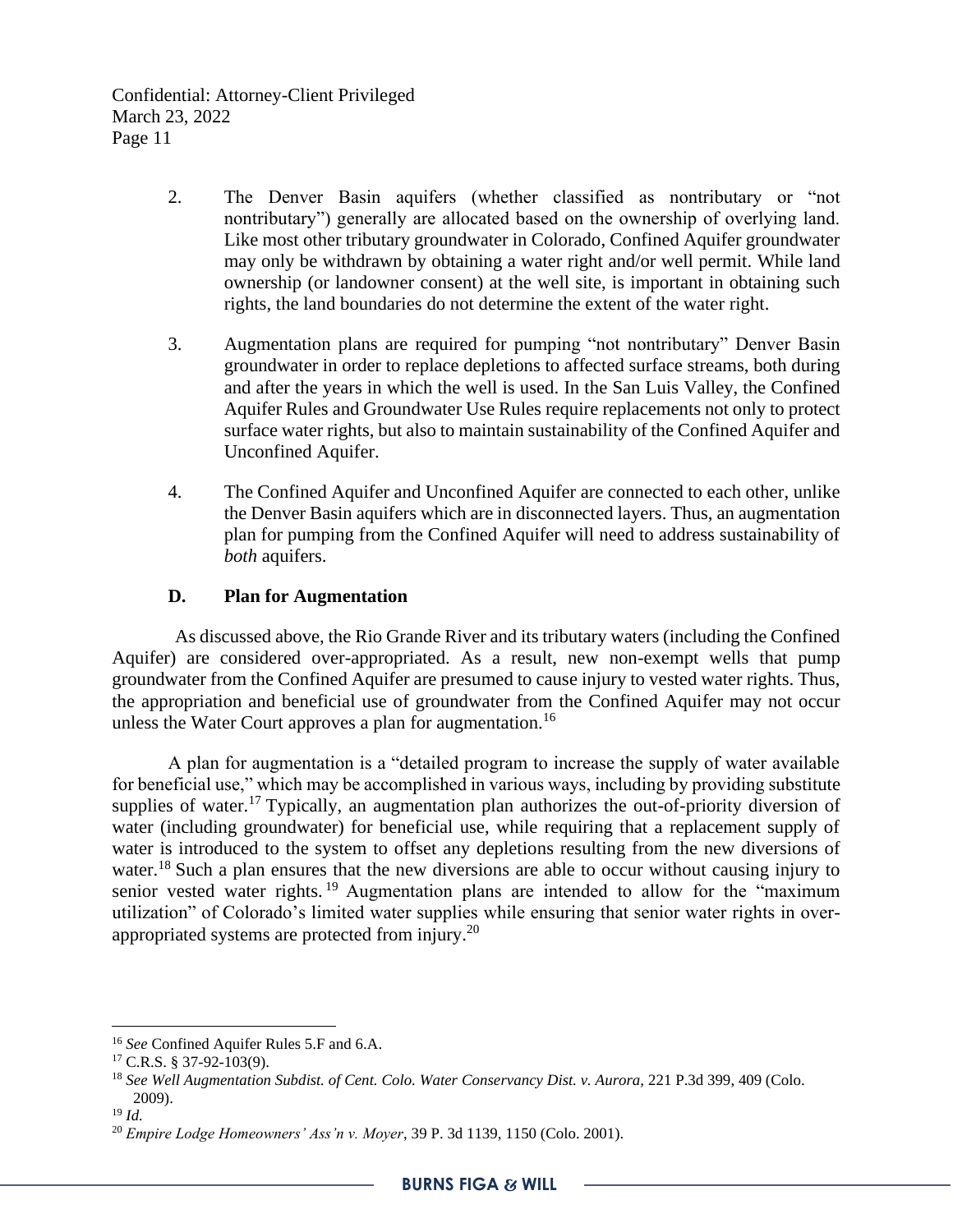2. The Denver Basin aquifers (whether classified as nontributary or "not nontributary") generally are allocated based on the ownership of overlying land. Like most other tributary groundwater in Colorado, Confined Aquifer groundwater may only be withdrawn by obtaining a water right and/or well permit. While land ownership (or landowner consent) at the well site, is important in obtaining such rights, the land boundaries do not determine the extent of the water right.

3. Augmentation plans are required for pumping "not nontributary" Denver Basin groundwater in order to replace depletions to affected surface streams, both during and after the years in which the well is used. In the San Luis Valley, the Confined Aquifer Rules and Groundwater Use Rules require replacements not only to protect surface water rights, but also to maintain sustainability of the Confined Aquifer and Unconfined Aquifer.

4. The Confined Aquifer and Unconfined Aquifer are connected to each other, unlike the Denver Basin aquifers which are in disconnected layers. Thus, an augmentation plan for pumping from the Confined Aquifer will need to address sustainability of *both* aquifers.

### D. Plan for Augmentation

As discussed above, the Rio Grande River and its tributary waters (including the Confined Aquifer) are considered over-appropriated. As a result, new non-exempt wells that pump groundwater from the Confined Aquifer are presumed to cause injury to vested water rights. Thus, the appropriation and beneficial use of groundwater from the Confined Aquifer may not occur unless the Water Court approves a plan for augmentation.[16]

A plan for augmentation is a "detailed program to increase the supply of water available for beneficial use," which may be accomplished in various ways, including by providing substitute supplies of water.[17] Typically, an augmentation plan authorizes the out-of-priority diversion of water (including groundwater) for beneficial use, while requiring that a replacement supply of water is introduced to the system to offset any depletions resulting from the new diversions of water.[18] Such a plan ensures that the new diversions are able to occur without causing injury to senior vested water rights.[19] Augmentation plans are intended to allow for the "maximum utilization" of Colorado's limited water supplies while ensuring that senior water rights in over-appropriated systems are protected from injury.[20]

---

[16] *See* Confined Aquifer Rules 5.F and 6.A.

[17] C.R.S. § 37-92-103(9).

[18] *See Well Augmentation Subdist. of Cent. Colo. Water Conservancy Dist. v. Aurora*, 221 P.3d 399, 409 (Colo. 2009).

[19] *Id.*

[20] *Empire Lodge Homeowners' Ass'n v. Moyer*, 39 P. 3d 1139, 1150 (Colo. 2001).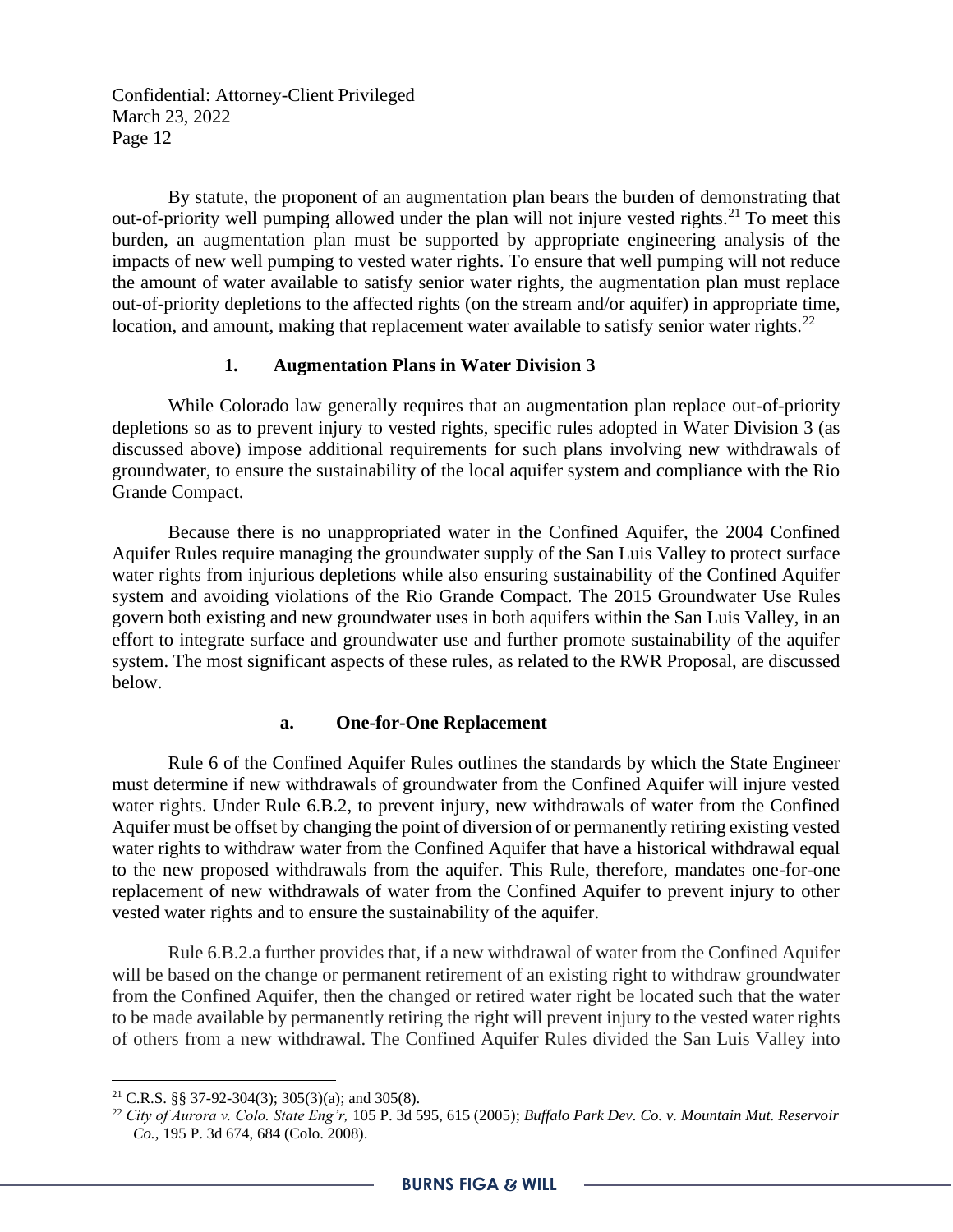By statute, the proponent of an augmentation plan bears the burden of demonstrating that out-of-priority well pumping allowed under the plan will not injure vested rights.[21] To meet this burden, an augmentation plan must be supported by appropriate engineering analysis of the impacts of new well pumping to vested water rights. To ensure that well pumping will not reduce the amount of water available to satisfy senior water rights, the augmentation plan must replace out-of-priority depletions to the affected rights (on the stream and/or aquifer) in appropriate time, location, and amount, making that replacement water available to satisfy senior water rights.[22]

### 1. Augmentation Plans in Water Division 3

While Colorado law generally requires that an augmentation plan replace out-of-priority depletions so as to prevent injury to vested rights, specific rules adopted in Water Division 3 (as discussed above) impose additional requirements for such plans involving new withdrawals of groundwater, to ensure the sustainability of the local aquifer system and compliance with the Rio Grande Compact.

Because there is no unappropriated water in the Confined Aquifer, the 2004 Confined Aquifer Rules require managing the groundwater supply of the San Luis Valley to protect surface water rights from injurious depletions while also ensuring sustainability of the Confined Aquifer system and avoiding violations of the Rio Grande Compact. The 2015 Groundwater Use Rules govern both existing and new groundwater uses in both aquifers within the San Luis Valley, in an effort to integrate surface and groundwater use and further promote sustainability of the aquifer system. The most significant aspects of these rules, as related to the RWR Proposal, are discussed below.

#### a. One-for-One Replacement

Rule 6 of the Confined Aquifer Rules outlines the standards by which the State Engineer must determine if new withdrawals of groundwater from the Confined Aquifer will injure vested water rights. Under Rule 6.B.2, to prevent injury, new withdrawals of water from the Confined Aquifer must be offset by changing the point of diversion of or permanently retiring existing vested water rights to withdraw water from the Confined Aquifer that have a historical withdrawal equal to the new proposed withdrawals from the aquifer. This Rule, therefore, mandates one-for-one replacement of new withdrawals of water from the Confined Aquifer to prevent injury to other vested water rights and to ensure the sustainability of the aquifer.

Rule 6.B.2.a further provides that, if a new withdrawal of water from the Confined Aquifer will be based on the change or permanent retirement of an existing right to withdraw groundwater from the Confined Aquifer, then the changed or retired water right be located such that the water to be made available by permanently retiring the right will prevent injury to the vested water rights of others from a new withdrawal. The Confined Aquifer Rules divided the San Luis Valley into

---

[21] C.R.S. §§ 37-92-304(3); 305(3)(a); and 305(8).

[22] *City of Aurora v. Colo. State Eng'r,* 105 P. 3d 595, 615 (2005); *Buffalo Park Dev. Co. v. Mountain Mut. Reservoir Co.,* 195 P. 3d 674, 684 (Colo. 2008).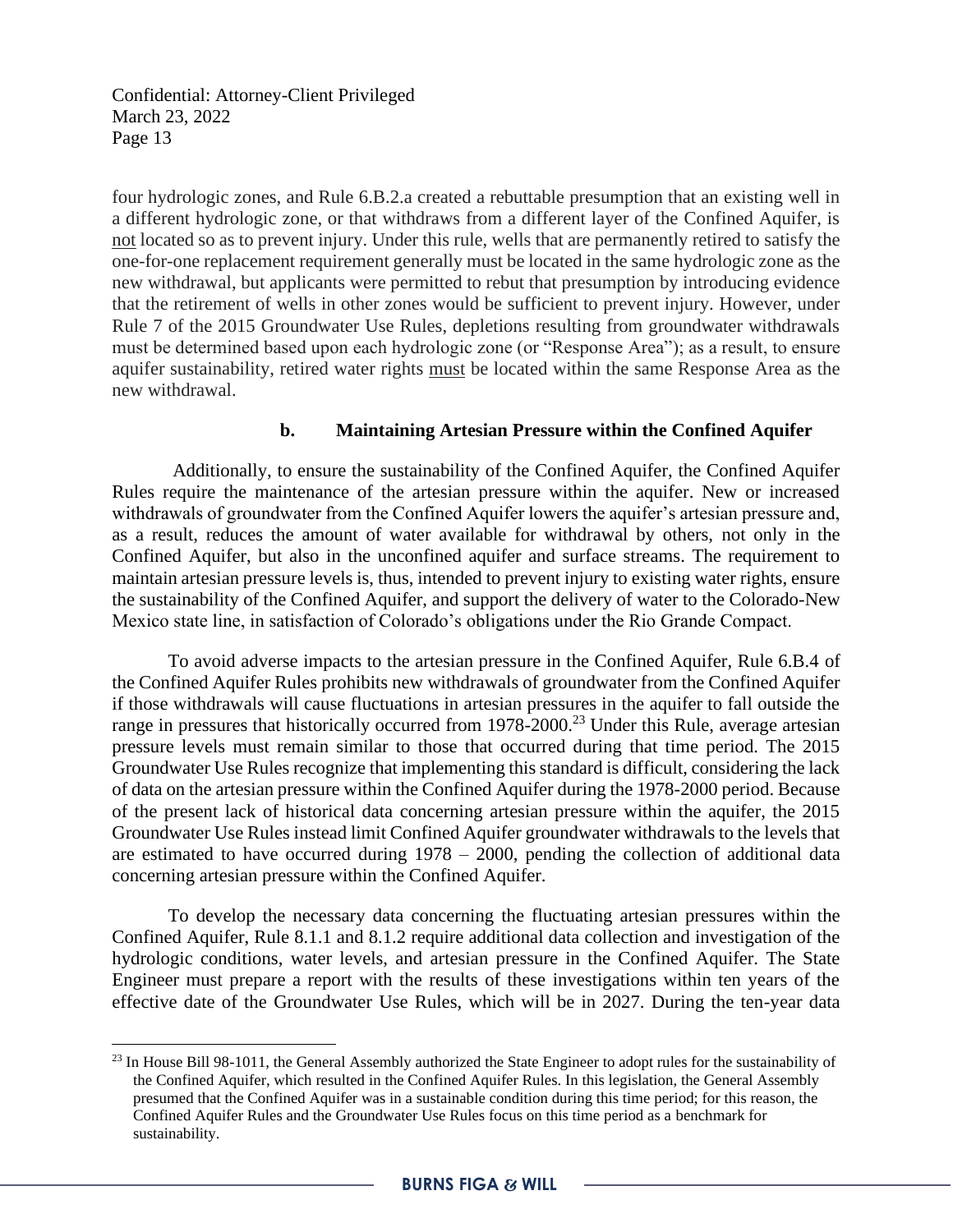four hydrologic zones, and Rule 6.B.2.a created a rebuttable presumption that an existing well in a different hydrologic zone, or that withdraws from a different layer of the Confined Aquifer, is <u>not</u> located so as to prevent injury. Under this rule, wells that are permanently retired to satisfy the one-for-one replacement requirement generally must be located in the same hydrologic zone as the new withdrawal, but applicants were permitted to rebut that presumption by introducing evidence that the retirement of wells in other zones would be sufficient to prevent injury. However, under Rule 7 of the 2015 Groundwater Use Rules, depletions resulting from groundwater withdrawals must be determined based upon each hydrologic zone (or "Response Area"); as a result, to ensure aquifer sustainability, retired water rights <u>must</u> be located within the same Response Area as the new withdrawal.

#### b. Maintaining Artesian Pressure within the Confined Aquifer

Additionally, to ensure the sustainability of the Confined Aquifer, the Confined Aquifer Rules require the maintenance of the artesian pressure within the aquifer. New or increased withdrawals of groundwater from the Confined Aquifer lowers the aquifer's artesian pressure and, as a result, reduces the amount of water available for withdrawal by others, not only in the Confined Aquifer, but also in the unconfined aquifer and surface streams. The requirement to maintain artesian pressure levels is, thus, intended to prevent injury to existing water rights, ensure the sustainability of the Confined Aquifer, and support the delivery of water to the Colorado-New Mexico state line, in satisfaction of Colorado's obligations under the Rio Grande Compact.

To avoid adverse impacts to the artesian pressure in the Confined Aquifer, Rule 6.B.4 of the Confined Aquifer Rules prohibits new withdrawals of groundwater from the Confined Aquifer if those withdrawals will cause fluctuations in artesian pressures in the aquifer to fall outside the range in pressures that historically occurred from 1978-2000.[23] Under this Rule, average artesian pressure levels must remain similar to those that occurred during that time period. The 2015 Groundwater Use Rules recognize that implementing this standard is difficult, considering the lack of data on the artesian pressure within the Confined Aquifer during the 1978-2000 period. Because of the present lack of historical data concerning artesian pressure within the aquifer, the 2015 Groundwater Use Rules instead limit Confined Aquifer groundwater withdrawals to the levels that are estimated to have occurred during 1978 – 2000, pending the collection of additional data concerning artesian pressure within the Confined Aquifer.

To develop the necessary data concerning the fluctuating artesian pressures within the Confined Aquifer, Rule 8.1.1 and 8.1.2 require additional data collection and investigation of the hydrologic conditions, water levels, and artesian pressure in the Confined Aquifer. The State Engineer must prepare a report with the results of these investigations within ten years of the effective date of the Groundwater Use Rules, which will be in 2027. During the ten-year data

[23] In House Bill 98-1011, the General Assembly authorized the State Engineer to adopt rules for the sustainability of the Confined Aquifer, which resulted in the Confined Aquifer Rules. In this legislation, the General Assembly presumed that the Confined Aquifer was in a sustainable condition during this time period; for this reason, the Confined Aquifer Rules and the Groundwater Use Rules focus on this time period as a benchmark for sustainability.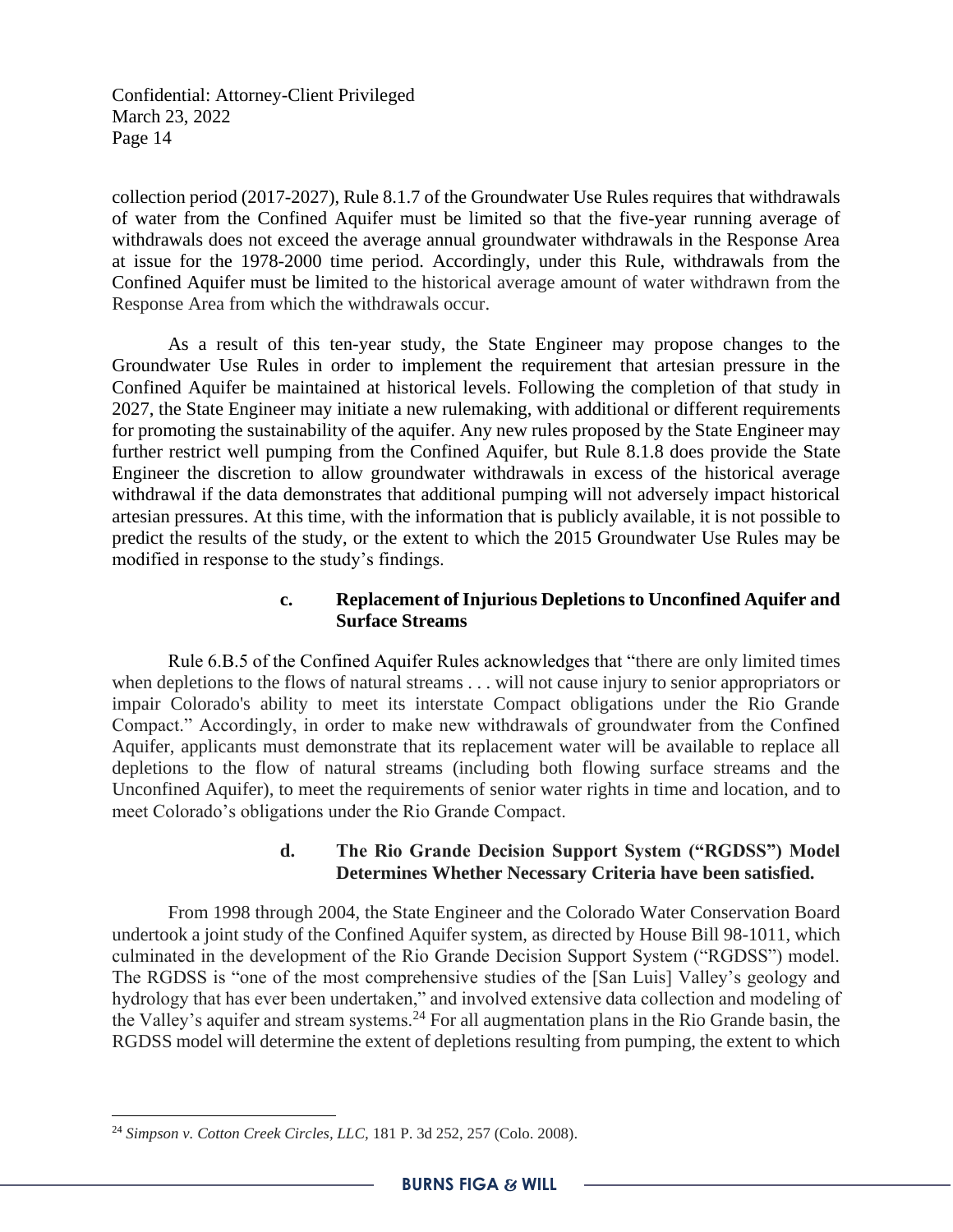collection period (2017-2027), Rule 8.1.7 of the Groundwater Use Rules requires that withdrawals of water from the Confined Aquifer must be limited so that the five-year running average of withdrawals does not exceed the average annual groundwater withdrawals in the Response Area at issue for the 1978-2000 time period. Accordingly, under this Rule, withdrawals from the Confined Aquifer must be limited to the historical average amount of water withdrawn from the Response Area from which the withdrawals occur.

As a result of this ten-year study, the State Engineer may propose changes to the Groundwater Use Rules in order to implement the requirement that artesian pressure in the Confined Aquifer be maintained at historical levels. Following the completion of that study in 2027, the State Engineer may initiate a new rulemaking, with additional or different requirements for promoting the sustainability of the aquifer. Any new rules proposed by the State Engineer may further restrict well pumping from the Confined Aquifer, but Rule 8.1.8 does provide the State Engineer the discretion to allow groundwater withdrawals in excess of the historical average withdrawal if the data demonstrates that additional pumping will not adversely impact historical artesian pressures. At this time, with the information that is publicly available, it is not possible to predict the results of the study, or the extent to which the 2015 Groundwater Use Rules may be modified in response to the study's findings.

#### c. Replacement of Injurious Depletions to Unconfined Aquifer and Surface Streams

Rule 6.B.5 of the Confined Aquifer Rules acknowledges that "there are only limited times when depletions to the flows of natural streams . . . will not cause injury to senior appropriators or impair Colorado's ability to meet its interstate Compact obligations under the Rio Grande Compact." Accordingly, in order to make new withdrawals of groundwater from the Confined Aquifer, applicants must demonstrate that its replacement water will be available to replace all depletions to the flow of natural streams (including both flowing surface streams and the Unconfined Aquifer), to meet the requirements of senior water rights in time and location, and to meet Colorado's obligations under the Rio Grande Compact.

#### d. The Rio Grande Decision Support System ("RGDSS") Model Determines Whether Necessary Criteria have been satisfied.

From 1998 through 2004, the State Engineer and the Colorado Water Conservation Board undertook a joint study of the Confined Aquifer system, as directed by House Bill 98-1011, which culminated in the development of the Rio Grande Decision Support System ("RGDSS") model. The RGDSS is "one of the most comprehensive studies of the [San Luis] Valley's geology and hydrology that has ever been undertaken," and involved extensive data collection and modeling of the Valley's aquifer and stream systems.[24] For all augmentation plans in the Rio Grande basin, the RGDSS model will determine the extent of depletions resulting from pumping, the extent to which

---

[24] *Simpson v. Cotton Creek Circles, LLC*, 181 P. 3d 252, 257 (Colo. 2008).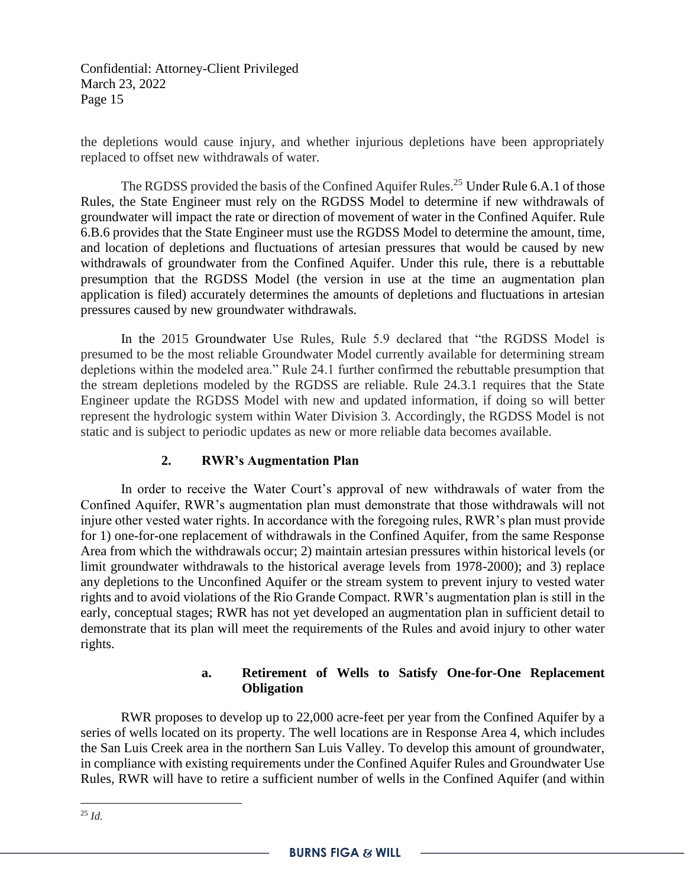the depletions would cause injury, and whether injurious depletions have been appropriately replaced to offset new withdrawals of water.

The RGDSS provided the basis of the Confined Aquifer Rules.[25] Under Rule 6.A.1 of those Rules, the State Engineer must rely on the RGDSS Model to determine if new withdrawals of groundwater will impact the rate or direction of movement of water in the Confined Aquifer. Rule 6.B.6 provides that the State Engineer must use the RGDSS Model to determine the amount, time, and location of depletions and fluctuations of artesian pressures that would be caused by new withdrawals of groundwater from the Confined Aquifer. Under this rule, there is a rebuttable presumption that the RGDSS Model (the version in use at the time an augmentation plan application is filed) accurately determines the amounts of depletions and fluctuations in artesian pressures caused by new groundwater withdrawals.

In the 2015 Groundwater Use Rules, Rule 5.9 declared that "the RGDSS Model is presumed to be the most reliable Groundwater Model currently available for determining stream depletions within the modeled area." Rule 24.1 further confirmed the rebuttable presumption that the stream depletions modeled by the RGDSS are reliable. Rule 24.3.1 requires that the State Engineer update the RGDSS Model with new and updated information, if doing so will better represent the hydrologic system within Water Division 3. Accordingly, the RGDSS Model is not static and is subject to periodic updates as new or more reliable data becomes available.

### 2. RWR's Augmentation Plan

In order to receive the Water Court's approval of new withdrawals of water from the Confined Aquifer, RWR's augmentation plan must demonstrate that those withdrawals will not injure other vested water rights. In accordance with the foregoing rules, RWR's plan must provide for 1) one-for-one replacement of withdrawals in the Confined Aquifer, from the same Response Area from which the withdrawals occur; 2) maintain artesian pressures within historical levels (or limit groundwater withdrawals to the historical average levels from 1978-2000); and 3) replace any depletions to the Unconfined Aquifer or the stream system to prevent injury to vested water rights and to avoid violations of the Rio Grande Compact. RWR's augmentation plan is still in the early, conceptual stages; RWR has not yet developed an augmentation plan in sufficient detail to demonstrate that its plan will meet the requirements of the Rules and avoid injury to other water rights.

#### a. Retirement of Wells to Satisfy One-for-One Replacement Obligation

RWR proposes to develop up to 22,000 acre-feet per year from the Confined Aquifer by a series of wells located on its property. The well locations are in Response Area 4, which includes the San Luis Creek area in the northern San Luis Valley. To develop this amount of groundwater, in compliance with existing requirements under the Confined Aquifer Rules and Groundwater Use Rules, RWR will have to retire a sufficient number of wells in the Confined Aquifer (and within

---

[25] *Id.*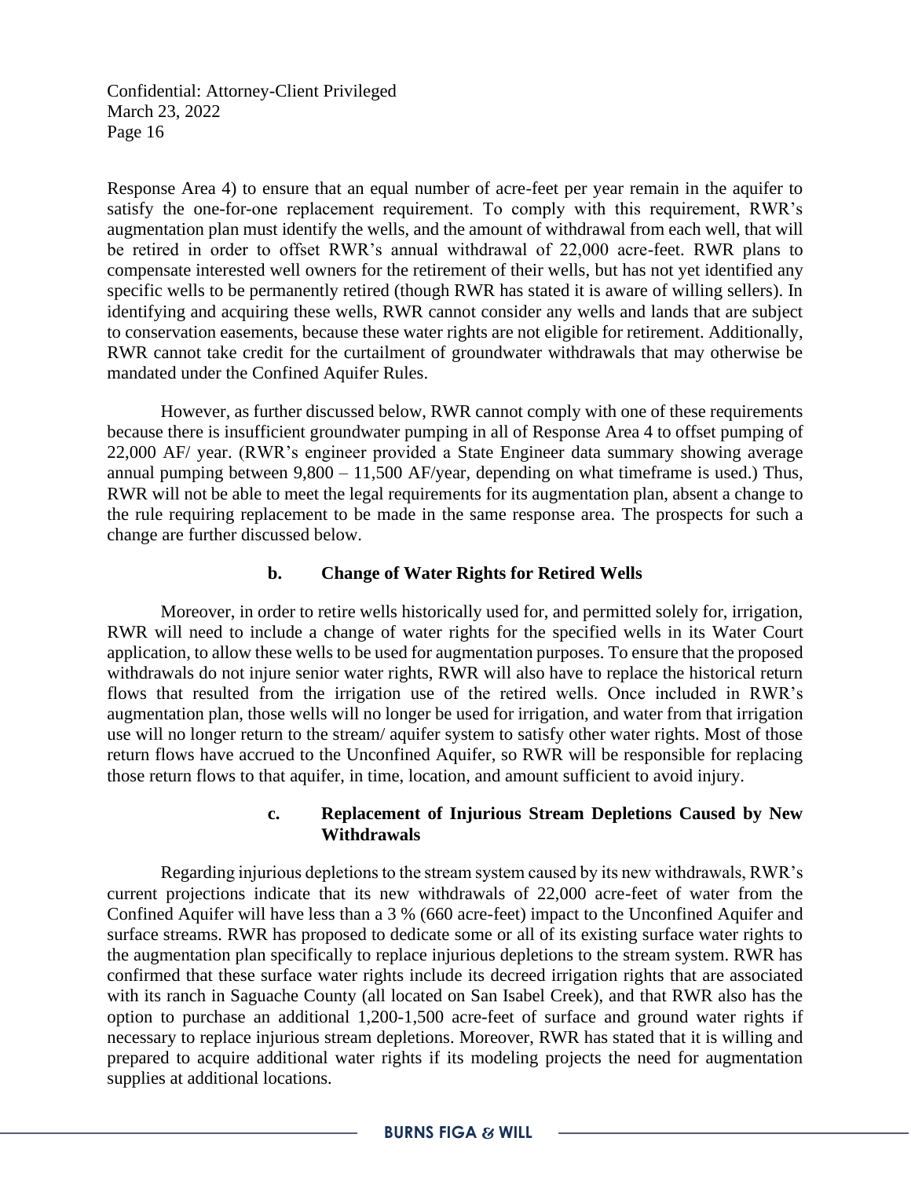Response Area 4) to ensure that an equal number of acre-feet per year remain in the aquifer to satisfy the one-for-one replacement requirement. To comply with this requirement, RWR's augmentation plan must identify the wells, and the amount of withdrawal from each well, that will be retired in order to offset RWR's annual withdrawal of 22,000 acre-feet. RWR plans to compensate interested well owners for the retirement of their wells, but has not yet identified any specific wells to be permanently retired (though RWR has stated it is aware of willing sellers). In identifying and acquiring these wells, RWR cannot consider any wells and lands that are subject to conservation easements, because these water rights are not eligible for retirement. Additionally, RWR cannot take credit for the curtailment of groundwater withdrawals that may otherwise be mandated under the Confined Aquifer Rules.

However, as further discussed below, RWR cannot comply with one of these requirements because there is insufficient groundwater pumping in all of Response Area 4 to offset pumping of 22,000 AF/ year. (RWR's engineer provided a State Engineer data summary showing average annual pumping between 9,800 – 11,500 AF/year, depending on what timeframe is used.) Thus, RWR will not be able to meet the legal requirements for its augmentation plan, absent a change to the rule requiring replacement to be made in the same response area. The prospects for such a change are further discussed below.

**b. Change of Water Rights for Retired Wells**

Moreover, in order to retire wells historically used for, and permitted solely for, irrigation, RWR will need to include a change of water rights for the specified wells in its Water Court application, to allow these wells to be used for augmentation purposes. To ensure that the proposed withdrawals do not injure senior water rights, RWR will also have to replace the historical return flows that resulted from the irrigation use of the retired wells. Once included in RWR's augmentation plan, those wells will no longer be used for irrigation, and water from that irrigation use will no longer return to the stream/ aquifer system to satisfy other water rights. Most of those return flows have accrued to the Unconfined Aquifer, so RWR will be responsible for replacing those return flows to that aquifer, in time, location, and amount sufficient to avoid injury.

**c. Replacement of Injurious Stream Depletions Caused by New Withdrawals**

Regarding injurious depletions to the stream system caused by its new withdrawals, RWR's current projections indicate that its new withdrawals of 22,000 acre-feet of water from the Confined Aquifer will have less than a 3 % (660 acre-feet) impact to the Unconfined Aquifer and surface streams. RWR has proposed to dedicate some or all of its existing surface water rights to the augmentation plan specifically to replace injurious depletions to the stream system. RWR has confirmed that these surface water rights include its decreed irrigation rights that are associated with its ranch in Saguache County (all located on San Isabel Creek), and that RWR also has the option to purchase an additional 1,200-1,500 acre-feet of surface and ground water rights if necessary to replace injurious stream depletions. Moreover, RWR has stated that it is willing and prepared to acquire additional water rights if its modeling projects the need for augmentation supplies at additional locations.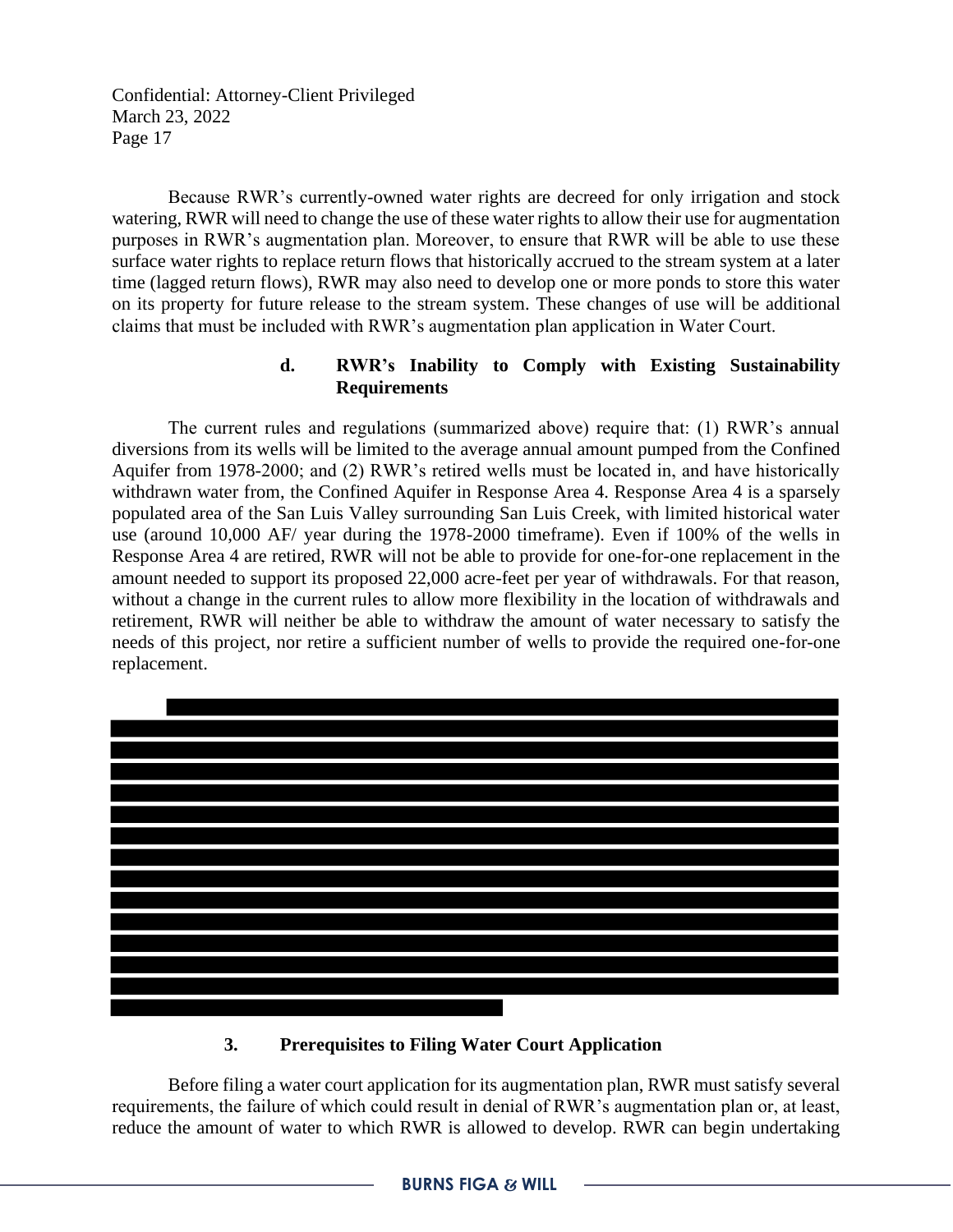Because RWR's currently-owned water rights are decreed for only irrigation and stock watering, RWR will need to change the use of these water rights to allow their use for augmentation purposes in RWR's augmentation plan. Moreover, to ensure that RWR will be able to use these surface water rights to replace return flows that historically accrued to the stream system at a later time (lagged return flows), RWR may also need to develop one or more ponds to store this water on its property for future release to the stream system. These changes of use will be additional claims that must be included with RWR's augmentation plan application in Water Court.

#### d. RWR's Inability to Comply with Existing Sustainability Requirements

The current rules and regulations (summarized above) require that: (1) RWR's annual diversions from its wells will be limited to the average annual amount pumped from the Confined Aquifer from 1978-2000; and (2) RWR's retired wells must be located in, and have historically withdrawn water from, the Confined Aquifer in Response Area 4. Response Area 4 is a sparsely populated area of the San Luis Valley surrounding San Luis Creek, with limited historical water use (around 10,000 AF/ year during the 1978-2000 timeframe). Even if 100% of the wells in Response Area 4 are retired, RWR will not be able to provide for one-for-one replacement in the amount needed to support its proposed 22,000 acre-feet per year of withdrawals. For that reason, without a change in the current rules to allow more flexibility in the location of withdrawals and retirement, RWR will neither be able to withdraw the amount of water necessary to satisfy the needs of this project, nor retire a sufficient number of wells to provide the required one-for-one replacement.

[REDACTED]

### 3. Prerequisites to Filing Water Court Application

Before filing a water court application for its augmentation plan, RWR must satisfy several requirements, the failure of which could result in denial of RWR's augmentation plan or, at least, reduce the amount of water to which RWR is allowed to develop. RWR can begin undertaking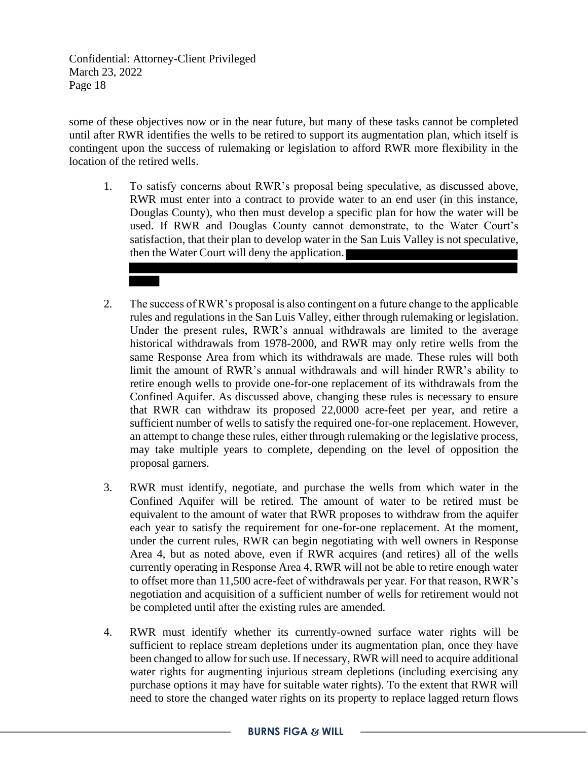some of these objectives now or in the near future, but many of these tasks cannot be completed until after RWR identifies the wells to be retired to support its augmentation plan, which itself is contingent upon the success of rulemaking or legislation to afford RWR more flexibility in the location of the retired wells.

1. To satisfy concerns about RWR's proposal being speculative, as discussed above, RWR must enter into a contract to provide water to an end user (in this instance, Douglas County), who then must develop a specific plan for how the water will be used. If RWR and Douglas County cannot demonstrate, to the Water Court's satisfaction, that their plan to develop water in the San Luis Valley is not speculative, then the Water Court will deny the application. [REDACTED]

2. The success of RWR's proposal is also contingent on a future change to the applicable rules and regulations in the San Luis Valley, either through rulemaking or legislation. Under the present rules, RWR's annual withdrawals are limited to the average historical withdrawals from 1978-2000, and RWR may only retire wells from the same Response Area from which its withdrawals are made. These rules will both limit the amount of RWR's annual withdrawals and will hinder RWR's ability to retire enough wells to provide one-for-one replacement of its withdrawals from the Confined Aquifer. As discussed above, changing these rules is necessary to ensure that RWR can withdraw its proposed 22,0000 acre-feet per year, and retire a sufficient number of wells to satisfy the required one-for-one replacement. However, an attempt to change these rules, either through rulemaking or the legislative process, may take multiple years to complete, depending on the level of opposition the proposal garners.

3. RWR must identify, negotiate, and purchase the wells from which water in the Confined Aquifer will be retired. The amount of water to be retired must be equivalent to the amount of water that RWR proposes to withdraw from the aquifer each year to satisfy the requirement for one-for-one replacement. At the moment, under the current rules, RWR can begin negotiating with well owners in Response Area 4, but as noted above, even if RWR acquires (and retires) all of the wells currently operating in Response Area 4, RWR will not be able to retire enough water to offset more than 11,500 acre-feet of withdrawals per year. For that reason, RWR's negotiation and acquisition of a sufficient number of wells for retirement would not be completed until after the existing rules are amended.

4. RWR must identify whether its currently-owned surface water rights will be sufficient to replace stream depletions under its augmentation plan, once they have been changed to allow for such use. If necessary, RWR will need to acquire additional water rights for augmenting injurious stream depletions (including exercising any purchase options it may have for suitable water rights). To the extent that RWR will need to store the changed water rights on its property to replace lagged return flows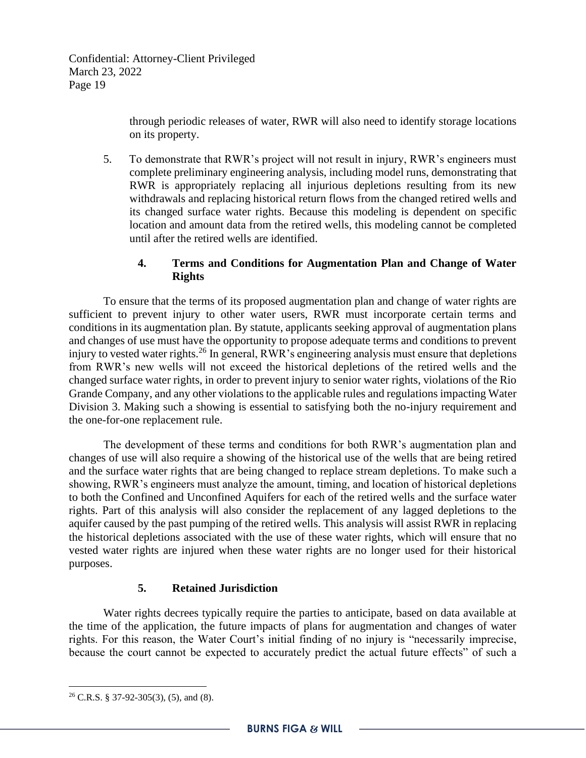through periodic releases of water, RWR will also need to identify storage locations on its property.

5. To demonstrate that RWR's project will not result in injury, RWR's engineers must complete preliminary engineering analysis, including model runs, demonstrating that RWR is appropriately replacing all injurious depletions resulting from its new withdrawals and replacing historical return flows from the changed retired wells and its changed surface water rights. Because this modeling is dependent on specific location and amount data from the retired wells, this modeling cannot be completed until after the retired wells are identified.

### 4. Terms and Conditions for Augmentation Plan and Change of Water Rights

To ensure that the terms of its proposed augmentation plan and change of water rights are sufficient to prevent injury to other water users, RWR must incorporate certain terms and conditions in its augmentation plan. By statute, applicants seeking approval of augmentation plans and changes of use must have the opportunity to propose adequate terms and conditions to prevent injury to vested water rights.[26] In general, RWR's engineering analysis must ensure that depletions from RWR's new wells will not exceed the historical depletions of the retired wells and the changed surface water rights, in order to prevent injury to senior water rights, violations of the Rio Grande Company, and any other violations to the applicable rules and regulations impacting Water Division 3. Making such a showing is essential to satisfying both the no-injury requirement and the one-for-one replacement rule.

The development of these terms and conditions for both RWR's augmentation plan and changes of use will also require a showing of the historical use of the wells that are being retired and the surface water rights that are being changed to replace stream depletions. To make such a showing, RWR's engineers must analyze the amount, timing, and location of historical depletions to both the Confined and Unconfined Aquifers for each of the retired wells and the surface water rights. Part of this analysis will also consider the replacement of any lagged depletions to the aquifer caused by the past pumping of the retired wells. This analysis will assist RWR in replacing the historical depletions associated with the use of these water rights, which will ensure that no vested water rights are injured when these water rights are no longer used for their historical purposes.

### 5. Retained Jurisdiction

Water rights decrees typically require the parties to anticipate, based on data available at the time of the application, the future impacts of plans for augmentation and changes of water rights. For this reason, the Water Court's initial finding of no injury is "necessarily imprecise, because the court cannot be expected to accurately predict the actual future effects" of such a

---

[26] C.R.S. § 37-92-305(3), (5), and (8).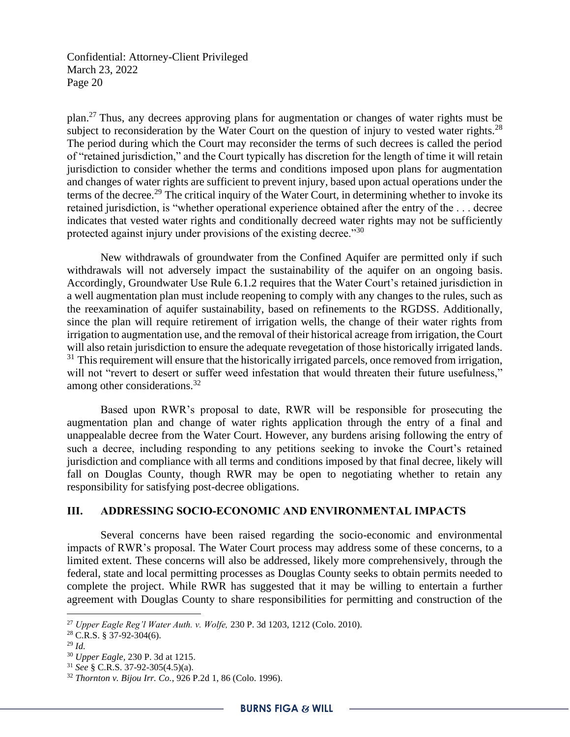plan.[27] Thus, any decrees approving plans for augmentation or changes of water rights must be subject to reconsideration by the Water Court on the question of injury to vested water rights.[28] The period during which the Court may reconsider the terms of such decrees is called the period of "retained jurisdiction," and the Court typically has discretion for the length of time it will retain jurisdiction to consider whether the terms and conditions imposed upon plans for augmentation and changes of water rights are sufficient to prevent injury, based upon actual operations under the terms of the decree.[29] The critical inquiry of the Water Court, in determining whether to invoke its retained jurisdiction, is "whether operational experience obtained after the entry of the . . . decree indicates that vested water rights and conditionally decreed water rights may not be sufficiently protected against injury under provisions of the existing decree."[30]

New withdrawals of groundwater from the Confined Aquifer are permitted only if such withdrawals will not adversely impact the sustainability of the aquifer on an ongoing basis. Accordingly, Groundwater Use Rule 6.1.2 requires that the Water Court's retained jurisdiction in a well augmentation plan must include reopening to comply with any changes to the rules, such as the reexamination of aquifer sustainability, based on refinements to the RGDSS. Additionally, since the plan will require retirement of irrigation wells, the change of their water rights from irrigation to augmentation use, and the removal of their historical acreage from irrigation, the Court will also retain jurisdiction to ensure the adequate revegetation of those historically irrigated lands. [31] This requirement will ensure that the historically irrigated parcels, once removed from irrigation, will not "revert to desert or suffer weed infestation that would threaten their future usefulness," among other considerations.[32]

Based upon RWR's proposal to date, RWR will be responsible for prosecuting the augmentation plan and change of water rights application through the entry of a final and unappealable decree from the Water Court. However, any burdens arising following the entry of such a decree, including responding to any petitions seeking to invoke the Court's retained jurisdiction and compliance with all terms and conditions imposed by that final decree, likely will fall on Douglas County, though RWR may be open to negotiating whether to retain any responsibility for satisfying post-decree obligations.

## III. ADDRESSING SOCIO-ECONOMIC AND ENVIRONMENTAL IMPACTS

Several concerns have been raised regarding the socio-economic and environmental impacts of RWR's proposal. The Water Court process may address some of these concerns, to a limited extent. These concerns will also be addressed, likely more comprehensively, through the federal, state and local permitting processes as Douglas County seeks to obtain permits needed to complete the project. While RWR has suggested that it may be willing to entertain a further agreement with Douglas County to share responsibilities for permitting and construction of the

---

[27] *Upper Eagle Reg'l Water Auth. v. Wolfe,* 230 P. 3d 1203, 1212 (Colo. 2010).

[28] C.R.S. § 37-92-304(6).

[29] *Id.*

[30] *Upper Eagle*, 230 P. 3d at 1215.

[31] *See* § C.R.S. 37-92-305(4.5)(a).

[32] *Thornton v. Bijou Irr. Co.*, 926 P.2d 1, 86 (Colo. 1996).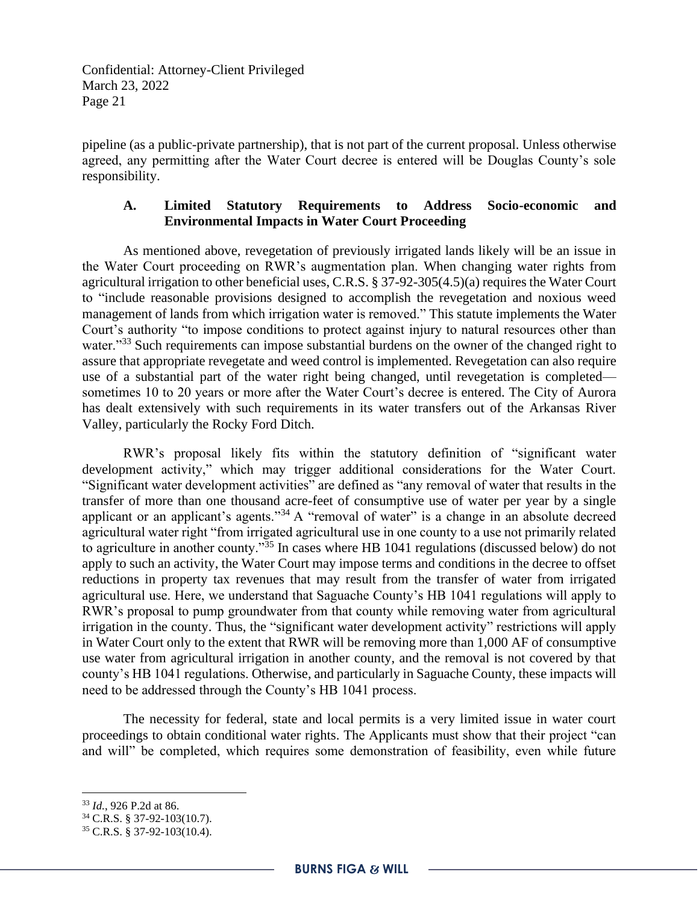pipeline (as a public-private partnership), that is not part of the current proposal. Unless otherwise agreed, any permitting after the Water Court decree is entered will be Douglas County's sole responsibility.

### A. Limited Statutory Requirements to Address Socio-economic and Environmental Impacts in Water Court Proceeding

As mentioned above, revegetation of previously irrigated lands likely will be an issue in the Water Court proceeding on RWR's augmentation plan. When changing water rights from agricultural irrigation to other beneficial uses, C.R.S. § 37-92-305(4.5)(a) requires the Water Court to "include reasonable provisions designed to accomplish the revegetation and noxious weed management of lands from which irrigation water is removed." This statute implements the Water Court's authority "to impose conditions to protect against injury to natural resources other than water."[33] Such requirements can impose substantial burdens on the owner of the changed right to assure that appropriate revegetate and weed control is implemented. Revegetation can also require use of a substantial part of the water right being changed, until revegetation is completed—sometimes 10 to 20 years or more after the Water Court's decree is entered. The City of Aurora has dealt extensively with such requirements in its water transfers out of the Arkansas River Valley, particularly the Rocky Ford Ditch.

RWR's proposal likely fits within the statutory definition of "significant water development activity," which may trigger additional considerations for the Water Court. "Significant water development activities" are defined as "any removal of water that results in the transfer of more than one thousand acre-feet of consumptive use of water per year by a single applicant or an applicant's agents."[34] A "removal of water" is a change in an absolute decreed agricultural water right "from irrigated agricultural use in one county to a use not primarily related to agriculture in another county."[35] In cases where HB 1041 regulations (discussed below) do not apply to such an activity, the Water Court may impose terms and conditions in the decree to offset reductions in property tax revenues that may result from the transfer of water from irrigated agricultural use. Here, we understand that Saguache County's HB 1041 regulations will apply to RWR's proposal to pump groundwater from that county while removing water from agricultural irrigation in the county. Thus, the "significant water development activity" restrictions will apply in Water Court only to the extent that RWR will be removing more than 1,000 AF of consumptive use water from agricultural irrigation in another county, and the removal is not covered by that county's HB 1041 regulations. Otherwise, and particularly in Saguache County, these impacts will need to be addressed through the County's HB 1041 process.

The necessity for federal, state and local permits is a very limited issue in water court proceedings to obtain conditional water rights. The Applicants must show that their project "can and will" be completed, which requires some demonstration of feasibility, even while future

---

[33] *Id.*, 926 P.2d at 86.

[34] C.R.S. § 37-92-103(10.7).

[35] C.R.S. § 37-92-103(10.4).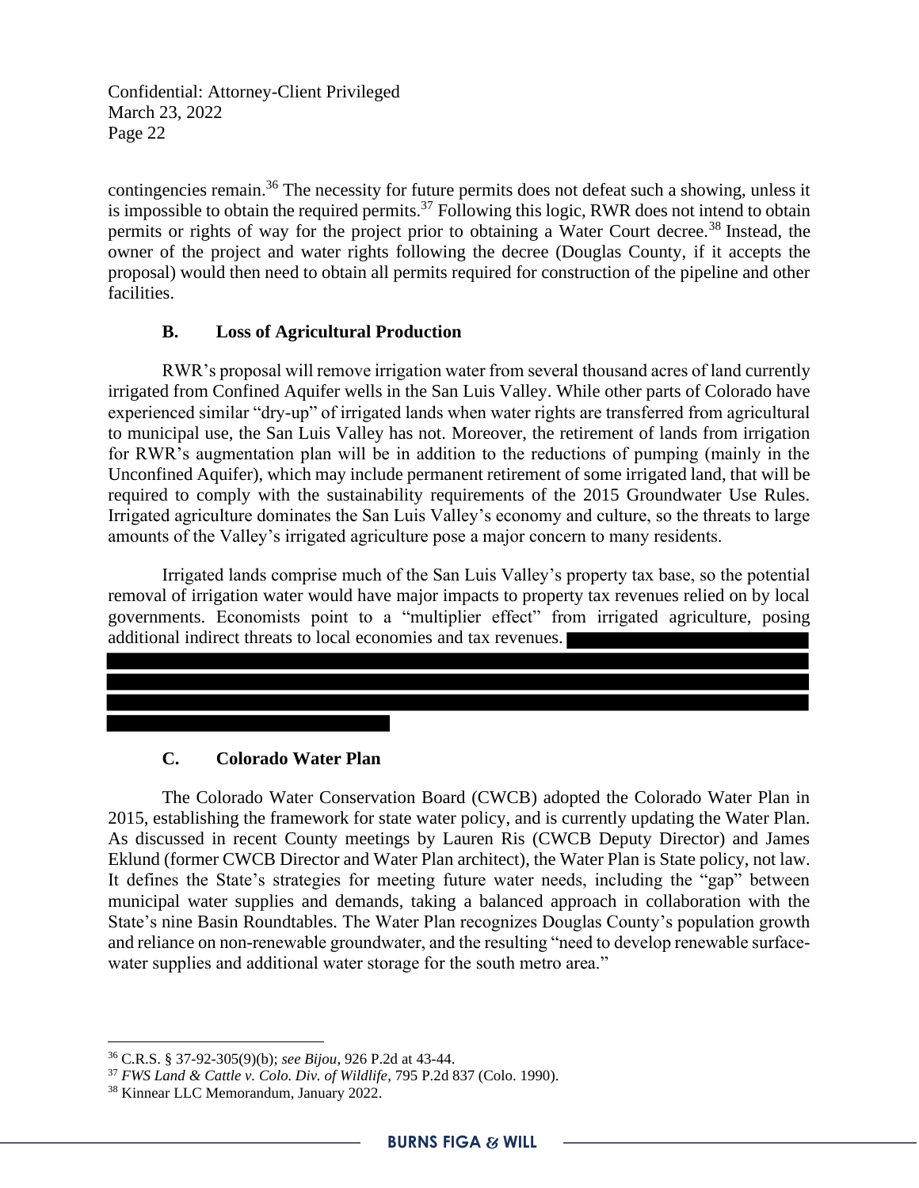contingencies remain.[36] The necessity for future permits does not defeat such a showing, unless it is impossible to obtain the required permits.[37] Following this logic, RWR does not intend to obtain permits or rights of way for the project prior to obtaining a Water Court decree.[38] Instead, the owner of the project and water rights following the decree (Douglas County, if it accepts the proposal) would then need to obtain all permits required for construction of the pipeline and other facilities.

### B. Loss of Agricultural Production

RWR's proposal will remove irrigation water from several thousand acres of land currently irrigated from Confined Aquifer wells in the San Luis Valley. While other parts of Colorado have experienced similar "dry-up" of irrigated lands when water rights are transferred from agricultural to municipal use, the San Luis Valley has not. Moreover, the retirement of lands from irrigation for RWR's augmentation plan will be in addition to the reductions of pumping (mainly in the Unconfined Aquifer), which may include permanent retirement of some irrigated land, that will be required to comply with the sustainability requirements of the 2015 Groundwater Use Rules. Irrigated agriculture dominates the San Luis Valley's economy and culture, so the threats to large amounts of the Valley's irrigated agriculture pose a major concern to many residents.

Irrigated lands comprise much of the San Luis Valley's property tax base, so the potential removal of irrigation water would have major impacts to property tax revenues relied on by local governments. Economists point to a "multiplier effect" from irrigated agriculture, posing additional indirect threats to local economies and tax revenues. [REDACTED]

### C. Colorado Water Plan

The Colorado Water Conservation Board (CWCB) adopted the Colorado Water Plan in 2015, establishing the framework for state water policy, and is currently updating the Water Plan. As discussed in recent County meetings by Lauren Ris (CWCB Deputy Director) and James Eklund (former CWCB Director and Water Plan architect), the Water Plan is State policy, not law. It defines the State's strategies for meeting future water needs, including the "gap" between municipal water supplies and demands, taking a balanced approach in collaboration with the State's nine Basin Roundtables. The Water Plan recognizes Douglas County's population growth and reliance on non-renewable groundwater, and the resulting "need to develop renewable surface-water supplies and additional water storage for the south metro area."

---

[36] C.R.S. § 37-92-305(9)(b); *see Bijou*, 926 P.2d at 43-44.

[37] *FWS Land & Cattle v. Colo. Div. of Wildlife*, 795 P.2d 837 (Colo. 1990).

[38] Kinnear LLC Memorandum, January 2022.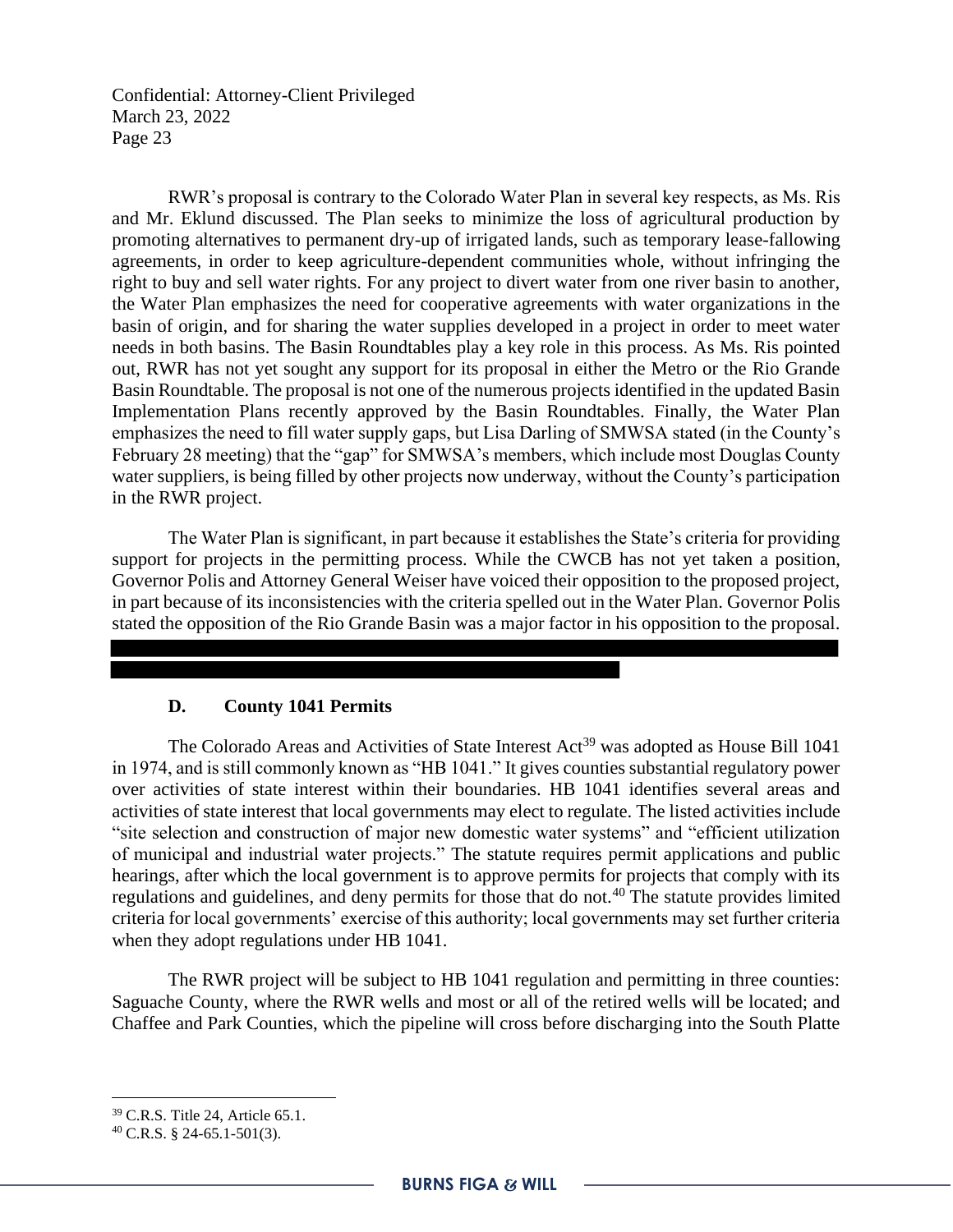RWR's proposal is contrary to the Colorado Water Plan in several key respects, as Ms. Ris and Mr. Eklund discussed. The Plan seeks to minimize the loss of agricultural production by promoting alternatives to permanent dry-up of irrigated lands, such as temporary lease-fallowing agreements, in order to keep agriculture-dependent communities whole, without infringing the right to buy and sell water rights. For any project to divert water from one river basin to another, the Water Plan emphasizes the need for cooperative agreements with water organizations in the basin of origin, and for sharing the water supplies developed in a project in order to meet water needs in both basins. The Basin Roundtables play a key role in this process. As Ms. Ris pointed out, RWR has not yet sought any support for its proposal in either the Metro or the Rio Grande Basin Roundtable. The proposal is not one of the numerous projects identified in the updated Basin Implementation Plans recently approved by the Basin Roundtables. Finally, the Water Plan emphasizes the need to fill water supply gaps, but Lisa Darling of SMWSA stated (in the County's February 28 meeting) that the "gap" for SMWSA's members, which include most Douglas County water suppliers, is being filled by other projects now underway, without the County's participation in the RWR project.

The Water Plan is significant, in part because it establishes the State's criteria for providing support for projects in the permitting process. While the CWCB has not yet taken a position, Governor Polis and Attorney General Weiser have voiced their opposition to the proposed project, in part because of its inconsistencies with the criteria spelled out in the Water Plan. Governor Polis stated the opposition of the Rio Grande Basin was a major factor in his opposition to the proposal.

### D. County 1041 Permits

The Colorado Areas and Activities of State Interest Act[39] was adopted as House Bill 1041 in 1974, and is still commonly known as "HB 1041." It gives counties substantial regulatory power over activities of state interest within their boundaries. HB 1041 identifies several areas and activities of state interest that local governments may elect to regulate. The listed activities include "site selection and construction of major new domestic water systems" and "efficient utilization of municipal and industrial water projects." The statute requires permit applications and public hearings, after which the local government is to approve permits for projects that comply with its regulations and guidelines, and deny permits for those that do not.[40] The statute provides limited criteria for local governments' exercise of this authority; local governments may set further criteria when they adopt regulations under HB 1041.

The RWR project will be subject to HB 1041 regulation and permitting in three counties: Saguache County, where the RWR wells and most or all of the retired wells will be located; and Chaffee and Park Counties, which the pipeline will cross before discharging into the South Platte

---

[39] C.R.S. Title 24, Article 65.1.

[40] C.R.S. § 24-65.1-501(3).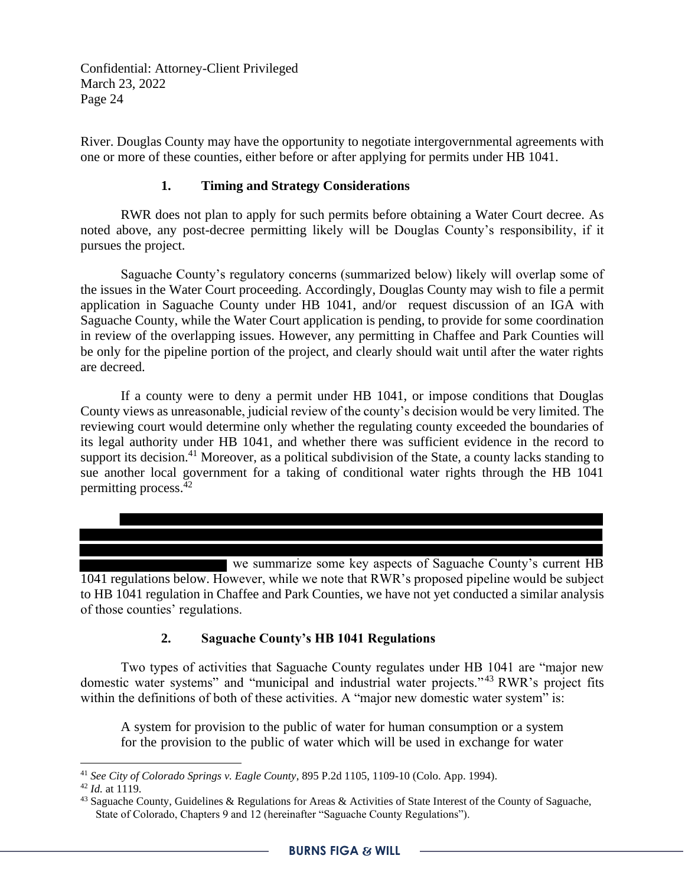River. Douglas County may have the opportunity to negotiate intergovernmental agreements with one or more of these counties, either before or after applying for permits under HB 1041.

### 1. Timing and Strategy Considerations

RWR does not plan to apply for such permits before obtaining a Water Court decree. As noted above, any post-decree permitting likely will be Douglas County's responsibility, if it pursues the project.

Saguache County's regulatory concerns (summarized below) likely will overlap some of the issues in the Water Court proceeding. Accordingly, Douglas County may wish to file a permit application in Saguache County under HB 1041, and/or request discussion of an IGA with Saguache County, while the Water Court application is pending, to provide for some coordination in review of the overlapping issues. However, any permitting in Chaffee and Park Counties will be only for the pipeline portion of the project, and clearly should wait until after the water rights are decreed.

If a county were to deny a permit under HB 1041, or impose conditions that Douglas County views as unreasonable, judicial review of the county's decision would be very limited. The reviewing court would determine only whether the regulating county exceeded the boundaries of its legal authority under HB 1041, and whether there was sufficient evidence in the record to support its decision.[41] Moreover, as a political subdivision of the State, a county lacks standing to sue another local government for a taking of conditional water rights through the HB 1041 permitting process.[42]

[REDACTED] we summarize some key aspects of Saguache County's current HB 1041 regulations below. However, while we note that RWR's proposed pipeline would be subject to HB 1041 regulation in Chaffee and Park Counties, we have not yet conducted a similar analysis of those counties' regulations.

### 2. Saguache County's HB 1041 Regulations

Two types of activities that Saguache County regulates under HB 1041 are "major new domestic water systems" and "municipal and industrial water projects."[43] RWR's project fits within the definitions of both of these activities. A "major new domestic water system" is:

> A system for provision to the public of water for human consumption or a system for the provision to the public of water which will be used in exchange for water

---

[41] *See City of Colorado Springs v. Eagle County*, 895 P.2d 1105, 1109-10 (Colo. App. 1994).

[42] *Id.* at 1119.

[43] Saguache County, Guidelines & Regulations for Areas & Activities of State Interest of the County of Saguache, State of Colorado, Chapters 9 and 12 (hereinafter "Saguache County Regulations").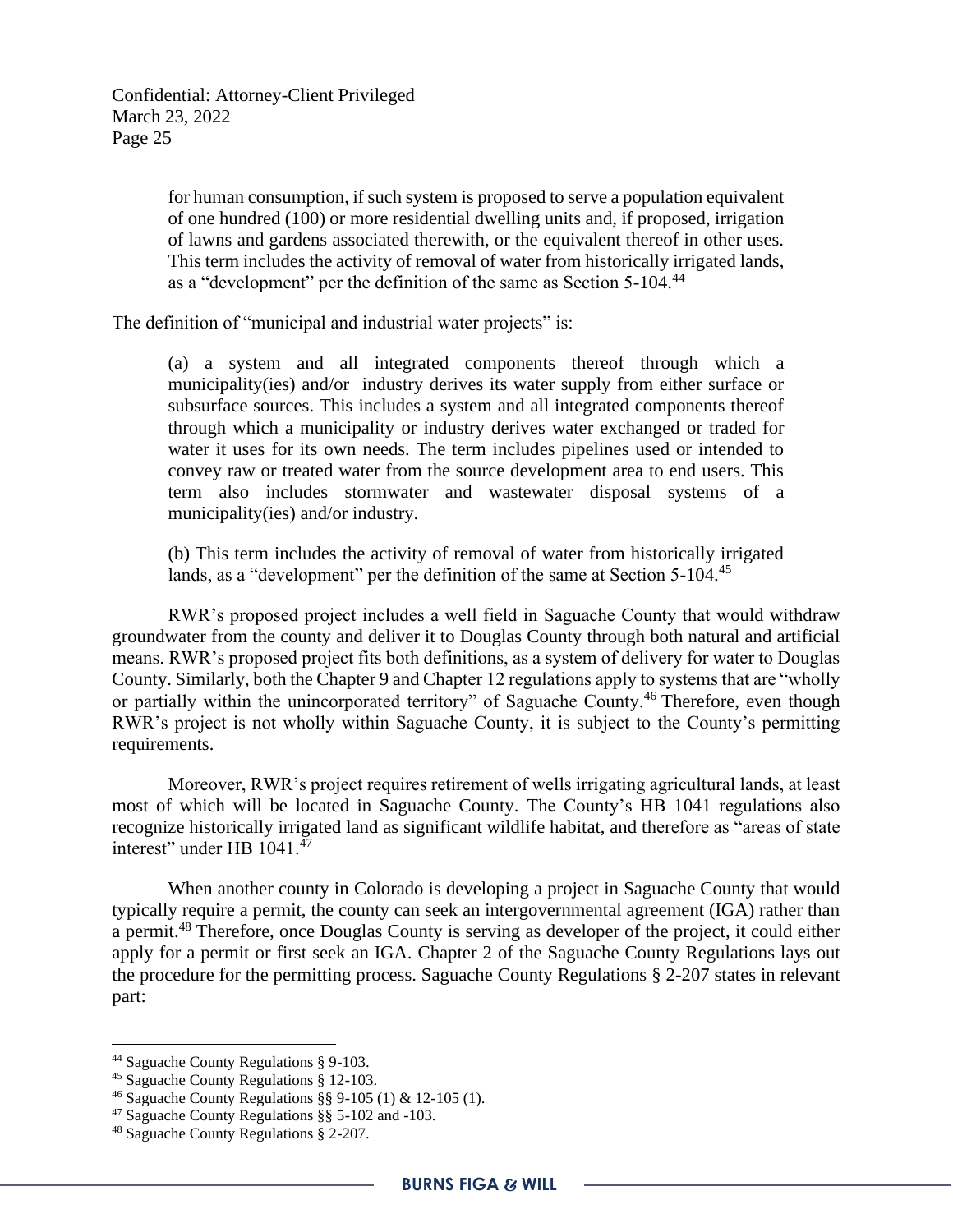> for human consumption, if such system is proposed to serve a population equivalent of one hundred (100) or more residential dwelling units and, if proposed, irrigation of lawns and gardens associated therewith, or the equivalent thereof in other uses. This term includes the activity of removal of water from historically irrigated lands, as a "development" per the definition of the same as Section 5-104.[44]

The definition of "municipal and industrial water projects" is:

> (a) a system and all integrated components thereof through which a municipality(ies) and/or industry derives its water supply from either surface or subsurface sources. This includes a system and all integrated components thereof through which a municipality or industry derives water exchanged or traded for water it uses for its own needs. The term includes pipelines used or intended to convey raw or treated water from the source development area to end users. This term also includes stormwater and wastewater disposal systems of a municipality(ies) and/or industry.
>
> (b) This term includes the activity of removal of water from historically irrigated lands, as a "development" per the definition of the same at Section 5-104.[45]

RWR's proposed project includes a well field in Saguache County that would withdraw groundwater from the county and deliver it to Douglas County through both natural and artificial means. RWR's proposed project fits both definitions, as a system of delivery for water to Douglas County. Similarly, both the Chapter 9 and Chapter 12 regulations apply to systems that are "wholly or partially within the unincorporated territory" of Saguache County.[46] Therefore, even though RWR's project is not wholly within Saguache County, it is subject to the County's permitting requirements.

Moreover, RWR's project requires retirement of wells irrigating agricultural lands, at least most of which will be located in Saguache County. The County's HB 1041 regulations also recognize historically irrigated land as significant wildlife habitat, and therefore as "areas of state interest" under HB 1041.[47]

When another county in Colorado is developing a project in Saguache County that would typically require a permit, the county can seek an intergovernmental agreement (IGA) rather than a permit.[48] Therefore, once Douglas County is serving as developer of the project, it could either apply for a permit or first seek an IGA. Chapter 2 of the Saguache County Regulations lays out the procedure for the permitting process. Saguache County Regulations § 2-207 states in relevant part:

---

[44] Saguache County Regulations § 9-103.
[45] Saguache County Regulations § 12-103.
[46] Saguache County Regulations §§ 9-105 (1) & 12-105 (1).
[47] Saguache County Regulations §§ 5-102 and -103.
[48] Saguache County Regulations § 2-207.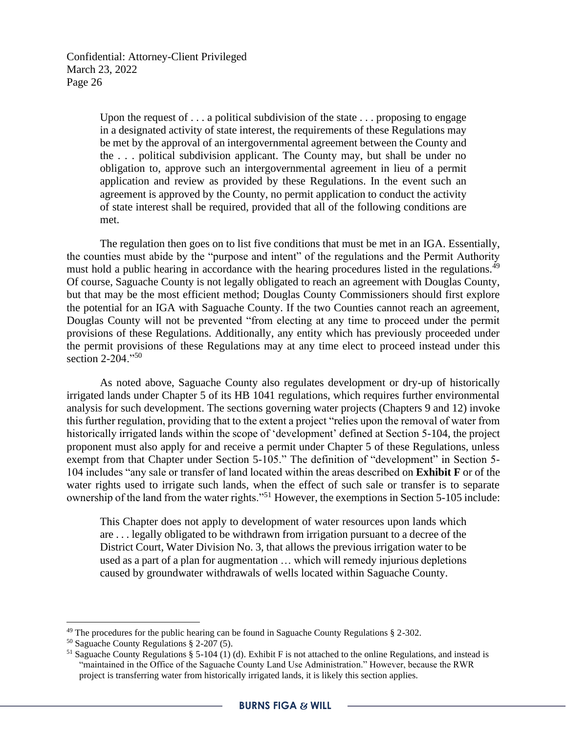> Upon the request of . . . a political subdivision of the state . . . proposing to engage in a designated activity of state interest, the requirements of these Regulations may be met by the approval of an intergovernmental agreement between the County and the . . . political subdivision applicant. The County may, but shall be under no obligation to, approve such an intergovernmental agreement in lieu of a permit application and review as provided by these Regulations. In the event such an agreement is approved by the County, no permit application to conduct the activity of state interest shall be required, provided that all of the following conditions are met.

The regulation then goes on to list five conditions that must be met in an IGA. Essentially, the counties must abide by the "purpose and intent" of the regulations and the Permit Authority must hold a public hearing in accordance with the hearing procedures listed in the regulations.[49] Of course, Saguache County is not legally obligated to reach an agreement with Douglas County, but that may be the most efficient method; Douglas County Commissioners should first explore the potential for an IGA with Saguache County. If the two Counties cannot reach an agreement, Douglas County will not be prevented "from electing at any time to proceed under the permit provisions of these Regulations. Additionally, any entity which has previously proceeded under the permit provisions of these Regulations may at any time elect to proceed instead under this section 2-204."[50]

As noted above, Saguache County also regulates development or dry-up of historically irrigated lands under Chapter 5 of its HB 1041 regulations, which requires further environmental analysis for such development. The sections governing water projects (Chapters 9 and 12) invoke this further regulation, providing that to the extent a project "relies upon the removal of water from historically irrigated lands within the scope of 'development' defined at Section 5-104, the project proponent must also apply for and receive a permit under Chapter 5 of these Regulations, unless exempt from that Chapter under Section 5-105." The definition of "development" in Section 5-104 includes "any sale or transfer of land located within the areas described on **Exhibit F** or of the water rights used to irrigate such lands, when the effect of such sale or transfer is to separate ownership of the land from the water rights."[51] However, the exemptions in Section 5-105 include:

> This Chapter does not apply to development of water resources upon lands which are . . . legally obligated to be withdrawn from irrigation pursuant to a decree of the District Court, Water Division No. 3, that allows the previous irrigation water to be used as a part of a plan for augmentation … which will remedy injurious depletions caused by groundwater withdrawals of wells located within Saguache County.

---

[49] The procedures for the public hearing can be found in Saguache County Regulations § 2-302.

[50] Saguache County Regulations § 2-207 (5).

[51] Saguache County Regulations § 5-104 (1) (d). Exhibit F is not attached to the online Regulations, and instead is "maintained in the Office of the Saguache County Land Use Administration." However, because the RWR project is transferring water from historically irrigated lands, it is likely this section applies.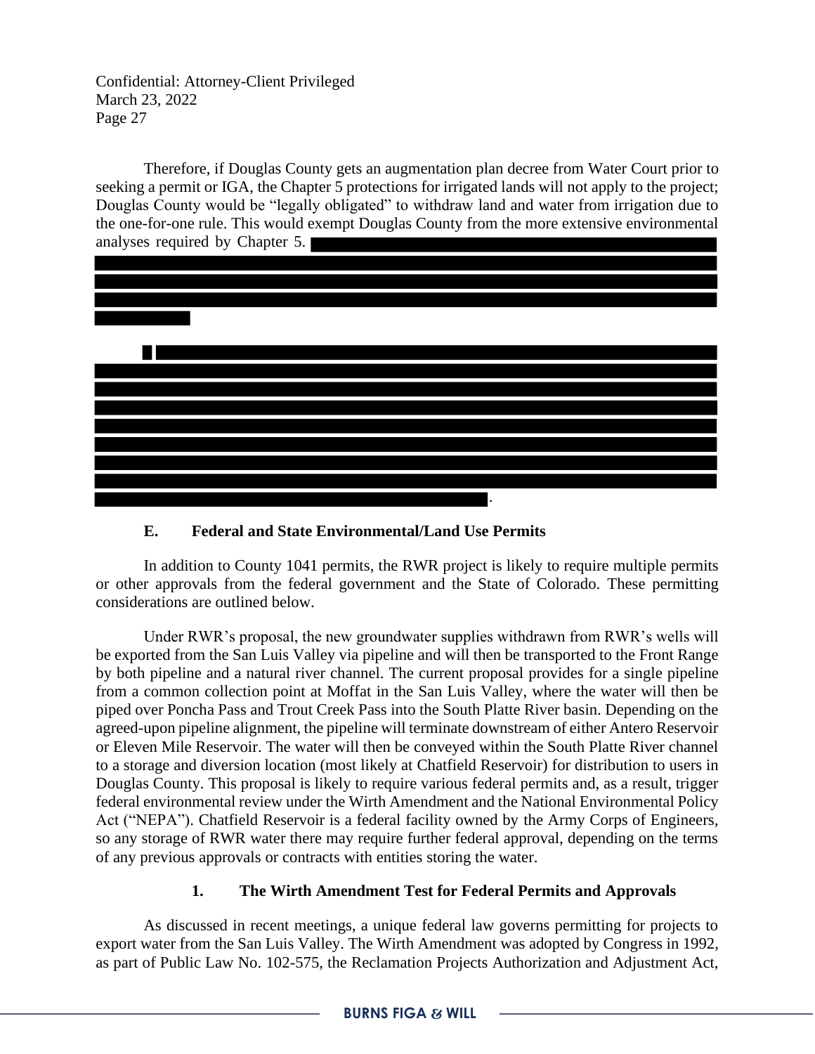Therefore, if Douglas County gets an augmentation plan decree from Water Court prior to seeking a permit or IGA, the Chapter 5 protections for irrigated lands will not apply to the project; Douglas County would be "legally obligated" to withdraw land and water from irrigation due to the one-for-one rule. This would exempt Douglas County from the more extensive environmental analyses required by Chapter 5.

### E. Federal and State Environmental/Land Use Permits

In addition to County 1041 permits, the RWR project is likely to require multiple permits or other approvals from the federal government and the State of Colorado. These permitting considerations are outlined below.

Under RWR's proposal, the new groundwater supplies withdrawn from RWR's wells will be exported from the San Luis Valley via pipeline and will then be transported to the Front Range by both pipeline and a natural river channel. The current proposal provides for a single pipeline from a common collection point at Moffat in the San Luis Valley, where the water will then be piped over Poncha Pass and Trout Creek Pass into the South Platte River basin. Depending on the agreed-upon pipeline alignment, the pipeline will terminate downstream of either Antero Reservoir or Eleven Mile Reservoir. The water will then be conveyed within the South Platte River channel to a storage and diversion location (most likely at Chatfield Reservoir) for distribution to users in Douglas County. This proposal is likely to require various federal permits and, as a result, trigger federal environmental review under the Wirth Amendment and the National Environmental Policy Act ("NEPA"). Chatfield Reservoir is a federal facility owned by the Army Corps of Engineers, so any storage of RWR water there may require further federal approval, depending on the terms of any previous approvals or contracts with entities storing the water.

#### 1. The Wirth Amendment Test for Federal Permits and Approvals

As discussed in recent meetings, a unique federal law governs permitting for projects to export water from the San Luis Valley. The Wirth Amendment was adopted by Congress in 1992, as part of Public Law No. 102-575, the Reclamation Projects Authorization and Adjustment Act,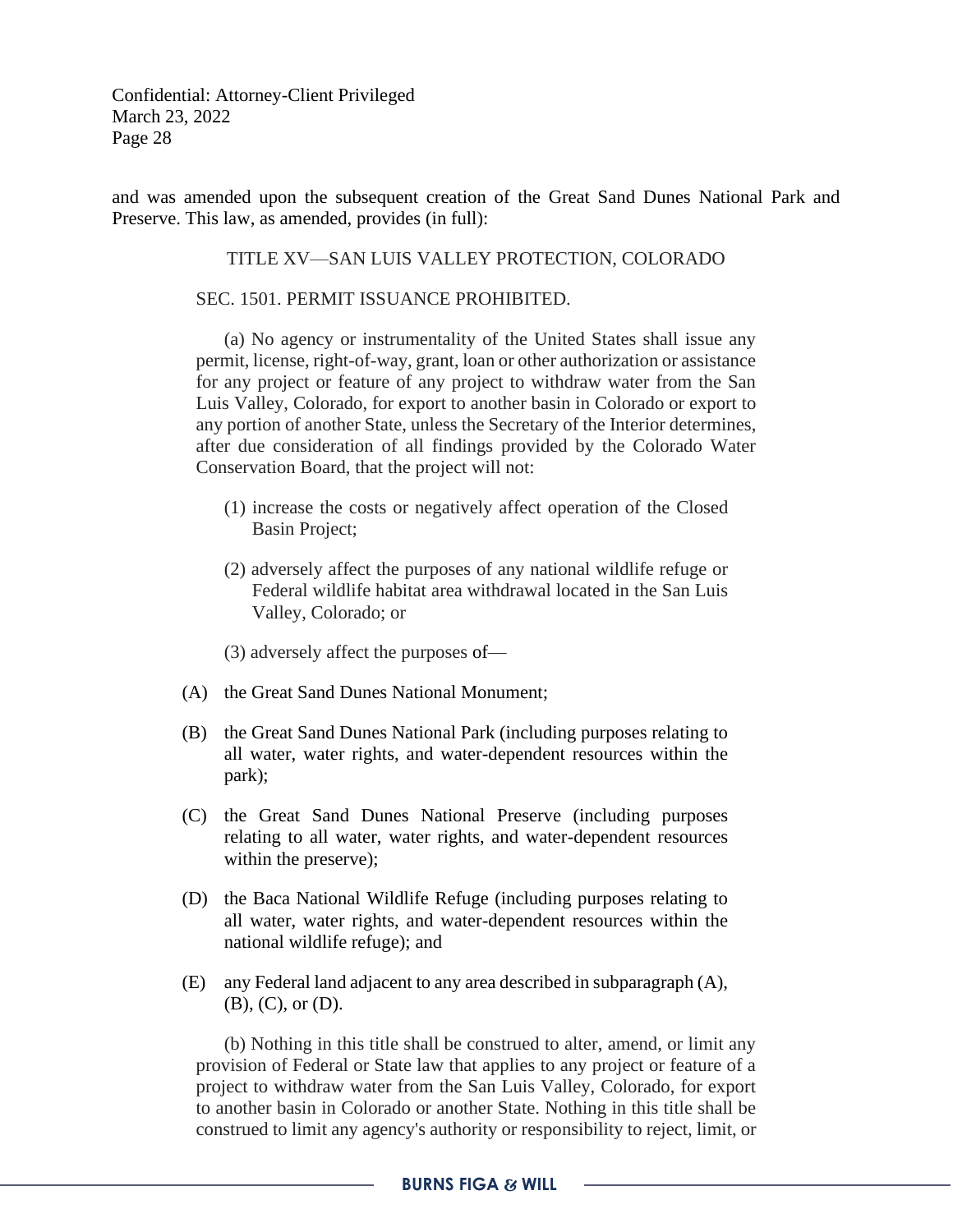and was amended upon the subsequent creation of the Great Sand Dunes National Park and Preserve. This law, as amended, provides (in full):

> TITLE XV—SAN LUIS VALLEY PROTECTION, COLORADO
>
> SEC. 1501. PERMIT ISSUANCE PROHIBITED.
>
> (a) No agency or instrumentality of the United States shall issue any permit, license, right-of-way, grant, loan or other authorization or assistance for any project or feature of any project to withdraw water from the San Luis Valley, Colorado, for export to another basin in Colorado or export to any portion of another State, unless the Secretary of the Interior determines, after due consideration of all findings provided by the Colorado Water Conservation Board, that the project will not:
>
> (1) increase the costs or negatively affect operation of the Closed Basin Project;
>
> (2) adversely affect the purposes of any national wildlife refuge or Federal wildlife habitat area withdrawal located in the San Luis Valley, Colorado; or
>
> (3) adversely affect the purposes of—
>
> (A) the Great Sand Dunes National Monument;
>
> (B) the Great Sand Dunes National Park (including purposes relating to all water, water rights, and water-dependent resources within the park);
>
> (C) the Great Sand Dunes National Preserve (including purposes relating to all water, water rights, and water-dependent resources within the preserve);
>
> (D) the Baca National Wildlife Refuge (including purposes relating to all water, water rights, and water-dependent resources within the national wildlife refuge); and
>
> (E) any Federal land adjacent to any area described in subparagraph (A), (B), (C), or (D).
>
> (b) Nothing in this title shall be construed to alter, amend, or limit any provision of Federal or State law that applies to any project or feature of a project to withdraw water from the San Luis Valley, Colorado, for export to another basin in Colorado or another State. Nothing in this title shall be construed to limit any agency's authority or responsibility to reject, limit, or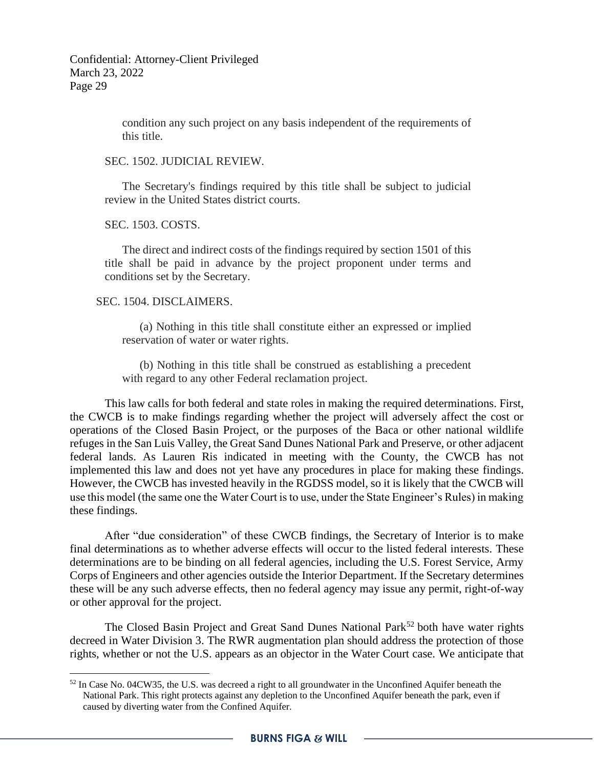condition any such project on any basis independent of the requirements of this title.

SEC. 1502. JUDICIAL REVIEW.

The Secretary's findings required by this title shall be subject to judicial review in the United States district courts.

SEC. 1503. COSTS.

The direct and indirect costs of the findings required by section 1501 of this title shall be paid in advance by the project proponent under terms and conditions set by the Secretary.

SEC. 1504. DISCLAIMERS.

(a) Nothing in this title shall constitute either an expressed or implied reservation of water or water rights.

(b) Nothing in this title shall be construed as establishing a precedent with regard to any other Federal reclamation project.

This law calls for both federal and state roles in making the required determinations. First, the CWCB is to make findings regarding whether the project will adversely affect the cost or operations of the Closed Basin Project, or the purposes of the Baca or other national wildlife refuges in the San Luis Valley, the Great Sand Dunes National Park and Preserve, or other adjacent federal lands. As Lauren Ris indicated in meeting with the County, the CWCB has not implemented this law and does not yet have any procedures in place for making these findings. However, the CWCB has invested heavily in the RGDSS model, so it is likely that the CWCB will use this model (the same one the Water Court is to use, under the State Engineer's Rules) in making these findings.

After "due consideration" of these CWCB findings, the Secretary of Interior is to make final determinations as to whether adverse effects will occur to the listed federal interests. These determinations are to be binding on all federal agencies, including the U.S. Forest Service, Army Corps of Engineers and other agencies outside the Interior Department. If the Secretary determines these will be any such adverse effects, then no federal agency may issue any permit, right-of-way or other approval for the project.

The Closed Basin Project and Great Sand Dunes National Park[52] both have water rights decreed in Water Division 3. The RWR augmentation plan should address the protection of those rights, whether or not the U.S. appears as an objector in the Water Court case. We anticipate that

[52] In Case No. 04CW35, the U.S. was decreed a right to all groundwater in the Unconfined Aquifer beneath the National Park. This right protects against any depletion to the Unconfined Aquifer beneath the park, even if caused by diverting water from the Confined Aquifer.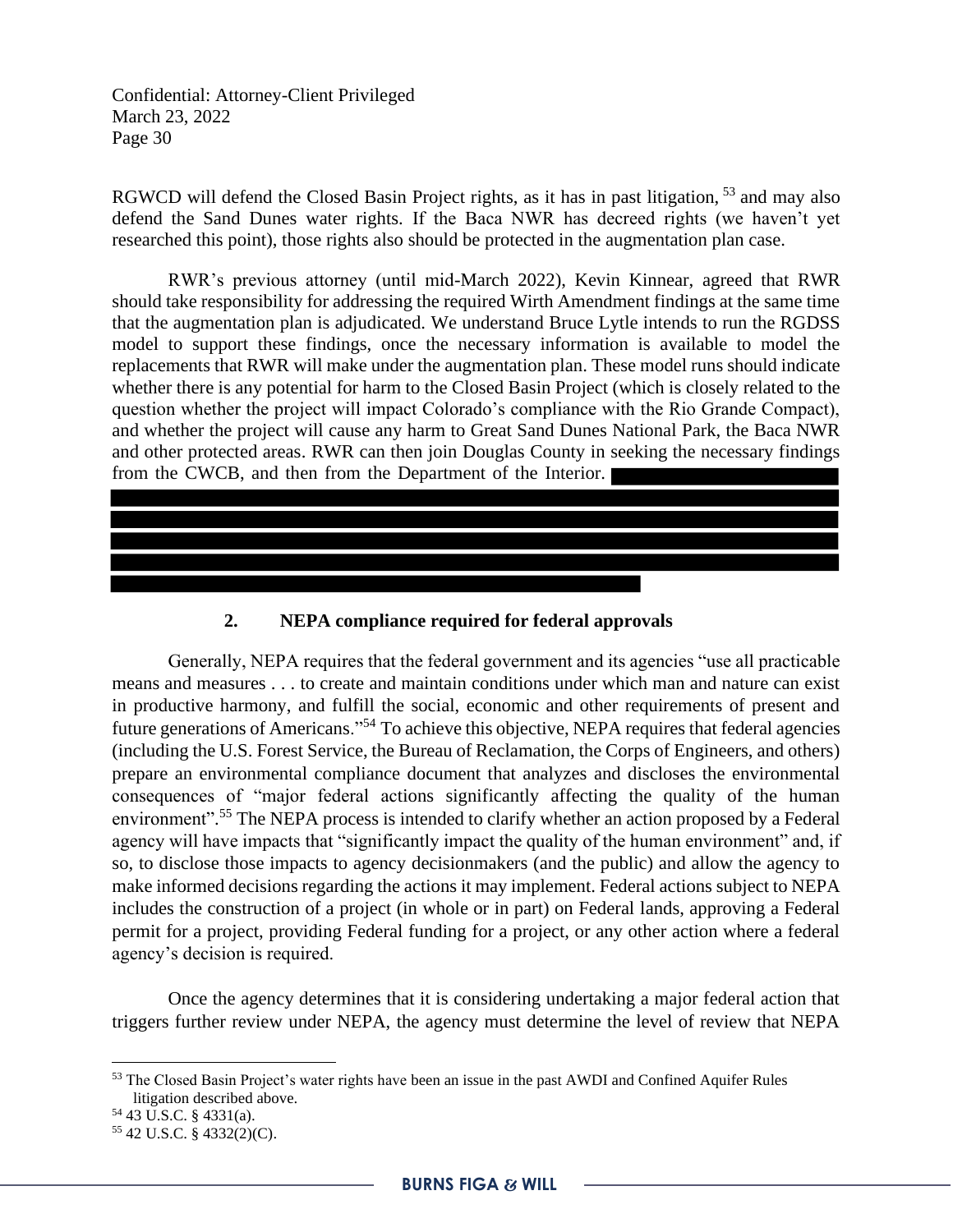RGWCD will defend the Closed Basin Project rights, as it has in past litigation,[53] and may also defend the Sand Dunes water rights. If the Baca NWR has decreed rights (we haven't yet researched this point), those rights also should be protected in the augmentation plan case.

RWR's previous attorney (until mid-March 2022), Kevin Kinnear, agreed that RWR should take responsibility for addressing the required Wirth Amendment findings at the same time that the augmentation plan is adjudicated. We understand Bruce Lytle intends to run the RGDSS model to support these findings, once the necessary information is available to model the replacements that RWR will make under the augmentation plan. These model runs should indicate whether there is any potential for harm to the Closed Basin Project (which is closely related to the question whether the project will impact Colorado's compliance with the Rio Grande Compact), and whether the project will cause any harm to Great Sand Dunes National Park, the Baca NWR and other protected areas. RWR can then join Douglas County in seeking the necessary findings from the CWCB, and then from the Department of the Interior.

## 2. NEPA compliance required for federal approvals

Generally, NEPA requires that the federal government and its agencies "use all practicable means and measures . . . to create and maintain conditions under which man and nature can exist in productive harmony, and fulfill the social, economic and other requirements of present and future generations of Americans."[54] To achieve this objective, NEPA requires that federal agencies (including the U.S. Forest Service, the Bureau of Reclamation, the Corps of Engineers, and others) prepare an environmental compliance document that analyzes and discloses the environmental consequences of "major federal actions significantly affecting the quality of the human environment".[55] The NEPA process is intended to clarify whether an action proposed by a Federal agency will have impacts that "significantly impact the quality of the human environment" and, if so, to disclose those impacts to agency decisionmakers (and the public) and allow the agency to make informed decisions regarding the actions it may implement. Federal actions subject to NEPA includes the construction of a project (in whole or in part) on Federal lands, approving a Federal permit for a project, providing Federal funding for a project, or any other action where a federal agency's decision is required.

Once the agency determines that it is considering undertaking a major federal action that triggers further review under NEPA, the agency must determine the level of review that NEPA

---

[53] The Closed Basin Project's water rights have been an issue in the past AWDI and Confined Aquifer Rules litigation described above.

[54] 43 U.S.C. § 4331(a).

[55] 42 U.S.C. § 4332(2)(C).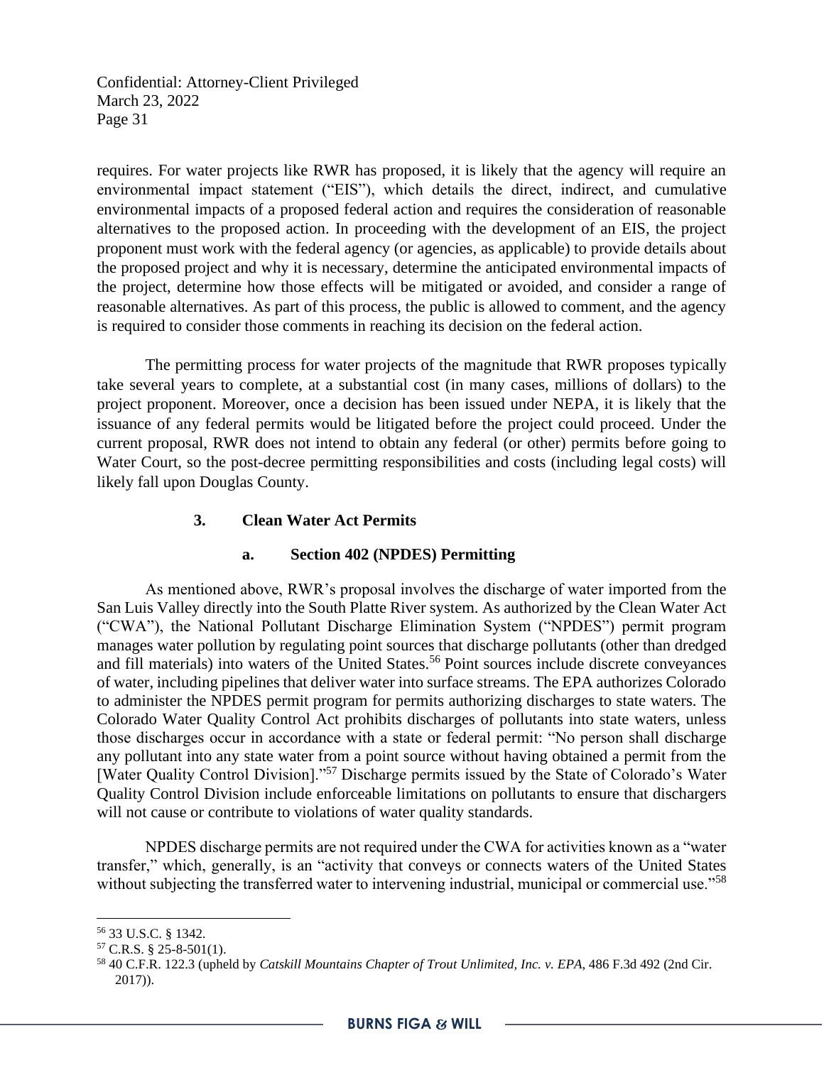requires. For water projects like RWR has proposed, it is likely that the agency will require an environmental impact statement ("EIS"), which details the direct, indirect, and cumulative environmental impacts of a proposed federal action and requires the consideration of reasonable alternatives to the proposed action. In proceeding with the development of an EIS, the project proponent must work with the federal agency (or agencies, as applicable) to provide details about the proposed project and why it is necessary, determine the anticipated environmental impacts of the project, determine how those effects will be mitigated or avoided, and consider a range of reasonable alternatives. As part of this process, the public is allowed to comment, and the agency is required to consider those comments in reaching its decision on the federal action.

The permitting process for water projects of the magnitude that RWR proposes typically take several years to complete, at a substantial cost (in many cases, millions of dollars) to the project proponent. Moreover, once a decision has been issued under NEPA, it is likely that the issuance of any federal permits would be litigated before the project could proceed. Under the current proposal, RWR does not intend to obtain any federal (or other) permits before going to Water Court, so the post-decree permitting responsibilities and costs (including legal costs) will likely fall upon Douglas County.

### 3. Clean Water Act Permits

#### a. Section 402 (NPDES) Permitting

As mentioned above, RWR's proposal involves the discharge of water imported from the San Luis Valley directly into the South Platte River system. As authorized by the Clean Water Act ("CWA"), the National Pollutant Discharge Elimination System ("NPDES") permit program manages water pollution by regulating point sources that discharge pollutants (other than dredged and fill materials) into waters of the United States.[56] Point sources include discrete conveyances of water, including pipelines that deliver water into surface streams. The EPA authorizes Colorado to administer the NPDES permit program for permits authorizing discharges to state waters. The Colorado Water Quality Control Act prohibits discharges of pollutants into state waters, unless those discharges occur in accordance with a state or federal permit: "No person shall discharge any pollutant into any state water from a point source without having obtained a permit from the [Water Quality Control Division]."[57] Discharge permits issued by the State of Colorado's Water Quality Control Division include enforceable limitations on pollutants to ensure that dischargers will not cause or contribute to violations of water quality standards.

NPDES discharge permits are not required under the CWA for activities known as a "water transfer," which, generally, is an "activity that conveys or connects waters of the United States without subjecting the transferred water to intervening industrial, municipal or commercial use."[58]

---

[56] 33 U.S.C. § 1342.

[57] C.R.S. § 25-8-501(1).

[58] 40 C.F.R. 122.3 (upheld by *Catskill Mountains Chapter of Trout Unlimited, Inc. v. EPA*, 486 F.3d 492 (2nd Cir. 2017)).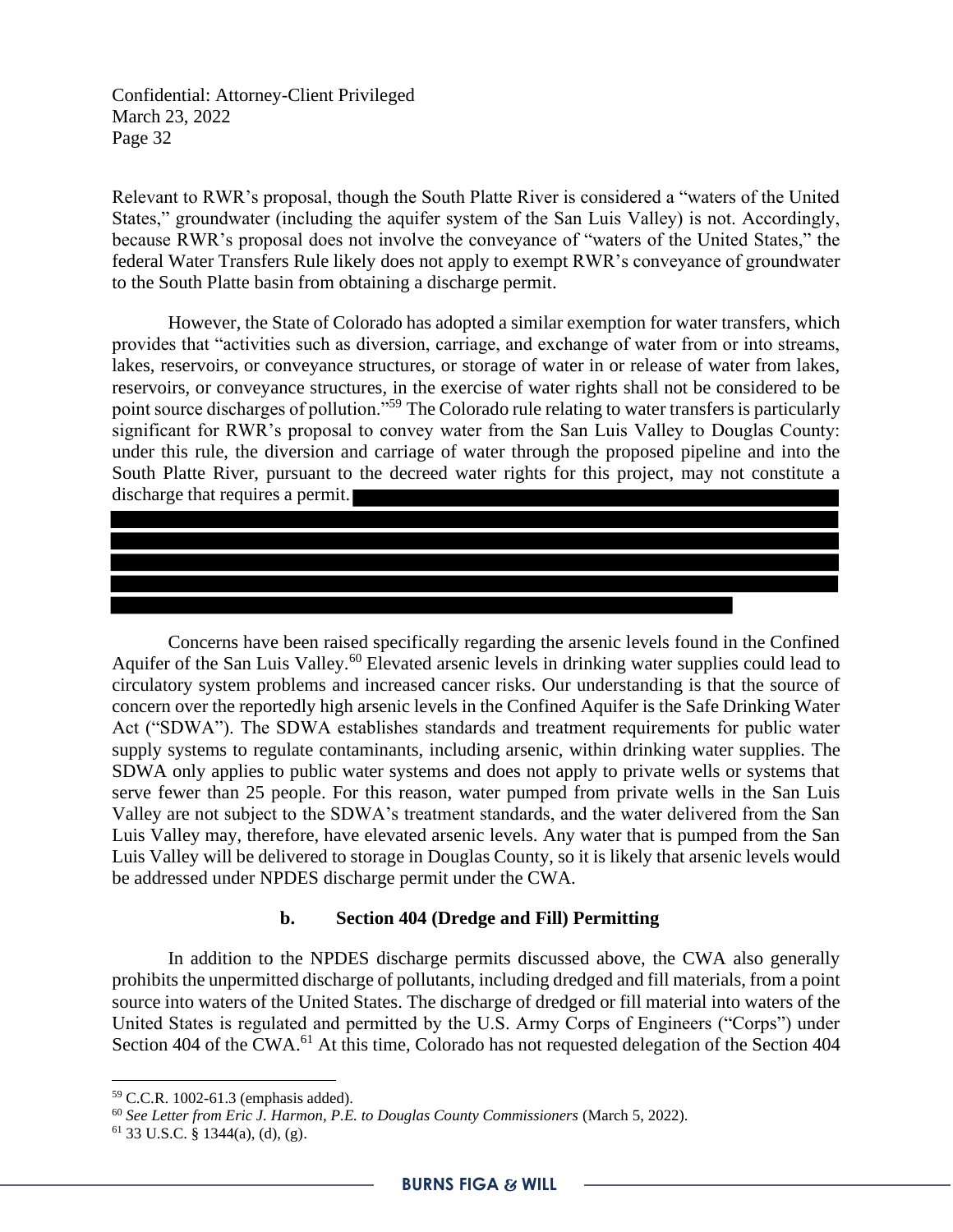Relevant to RWR's proposal, though the South Platte River is considered a "waters of the United States," groundwater (including the aquifer system of the San Luis Valley) is not. Accordingly, because RWR's proposal does not involve the conveyance of "waters of the United States," the federal Water Transfers Rule likely does not apply to exempt RWR's conveyance of groundwater to the South Platte basin from obtaining a discharge permit.

However, the State of Colorado has adopted a similar exemption for water transfers, which provides that "activities such as diversion, carriage, and exchange of water from or into streams, lakes, reservoirs, or conveyance structures, or storage of water in or release of water from lakes, reservoirs, or conveyance structures, in the exercise of water rights shall not be considered to be point source discharges of pollution."[59] The Colorado rule relating to water transfers is particularly significant for RWR's proposal to convey water from the San Luis Valley to Douglas County: under this rule, the diversion and carriage of water through the proposed pipeline and into the South Platte River, pursuant to the decreed water rights for this project, may not constitute a discharge that requires a permit. [REDACTED]

Concerns have been raised specifically regarding the arsenic levels found in the Confined Aquifer of the San Luis Valley.[60] Elevated arsenic levels in drinking water supplies could lead to circulatory system problems and increased cancer risks. Our understanding is that the source of concern over the reportedly high arsenic levels in the Confined Aquifer is the Safe Drinking Water Act ("SDWA"). The SDWA establishes standards and treatment requirements for public water supply systems to regulate contaminants, including arsenic, within drinking water supplies. The SDWA only applies to public water systems and does not apply to private wells or systems that serve fewer than 25 people. For this reason, water pumped from private wells in the San Luis Valley are not subject to the SDWA's treatment standards, and the water delivered from the San Luis Valley may, therefore, have elevated arsenic levels. Any water that is pumped from the San Luis Valley will be delivered to storage in Douglas County, so it is likely that arsenic levels would be addressed under NPDES discharge permit under the CWA.

**b. Section 404 (Dredge and Fill) Permitting**

In addition to the NPDES discharge permits discussed above, the CWA also generally prohibits the unpermitted discharge of pollutants, including dredged and fill materials, from a point source into waters of the United States. The discharge of dredged or fill material into waters of the United States is regulated and permitted by the U.S. Army Corps of Engineers ("Corps") under Section 404 of the CWA.[61] At this time, Colorado has not requested delegation of the Section 404

---

[59] C.C.R. 1002-61.3 (emphasis added).

[60] *See Letter from Eric J. Harmon, P.E. to Douglas County Commissioners* (March 5, 2022).

[61] 33 U.S.C. § 1344(a), (d), (g).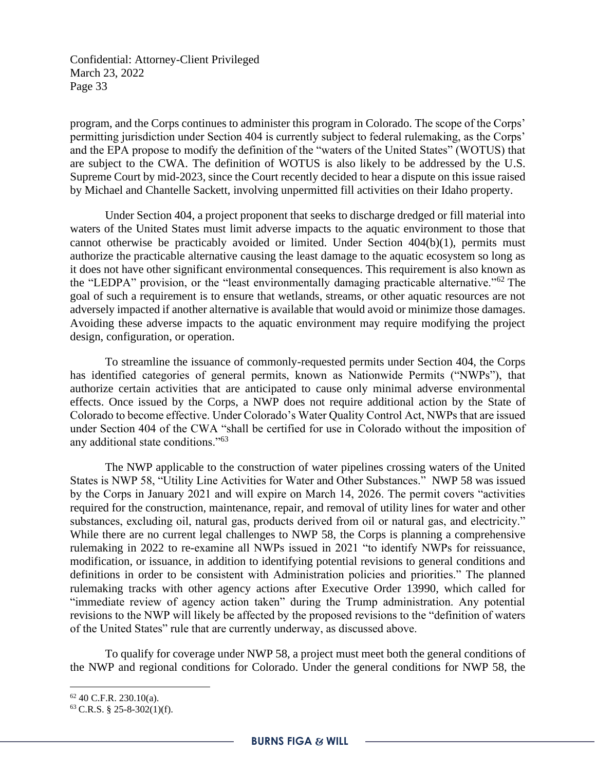program, and the Corps continues to administer this program in Colorado. The scope of the Corps' permitting jurisdiction under Section 404 is currently subject to federal rulemaking, as the Corps' and the EPA propose to modify the definition of the "waters of the United States" (WOTUS) that are subject to the CWA. The definition of WOTUS is also likely to be addressed by the U.S. Supreme Court by mid-2023, since the Court recently decided to hear a dispute on this issue raised by Michael and Chantelle Sackett, involving unpermitted fill activities on their Idaho property.

Under Section 404, a project proponent that seeks to discharge dredged or fill material into waters of the United States must limit adverse impacts to the aquatic environment to those that cannot otherwise be practicably avoided or limited. Under Section 404(b)(1), permits must authorize the practicable alternative causing the least damage to the aquatic ecosystem so long as it does not have other significant environmental consequences. This requirement is also known as the "LEDPA" provision, or the "least environmentally damaging practicable alternative."[62] The goal of such a requirement is to ensure that wetlands, streams, or other aquatic resources are not adversely impacted if another alternative is available that would avoid or minimize those damages. Avoiding these adverse impacts to the aquatic environment may require modifying the project design, configuration, or operation.

To streamline the issuance of commonly-requested permits under Section 404, the Corps has identified categories of general permits, known as Nationwide Permits ("NWPs"), that authorize certain activities that are anticipated to cause only minimal adverse environmental effects. Once issued by the Corps, a NWP does not require additional action by the State of Colorado to become effective. Under Colorado's Water Quality Control Act, NWPs that are issued under Section 404 of the CWA "shall be certified for use in Colorado without the imposition of any additional state conditions."[63]

The NWP applicable to the construction of water pipelines crossing waters of the United States is NWP 58, "Utility Line Activities for Water and Other Substances." NWP 58 was issued by the Corps in January 2021 and will expire on March 14, 2026. The permit covers "activities required for the construction, maintenance, repair, and removal of utility lines for water and other substances, excluding oil, natural gas, products derived from oil or natural gas, and electricity." While there are no current legal challenges to NWP 58, the Corps is planning a comprehensive rulemaking in 2022 to re-examine all NWPs issued in 2021 "to identify NWPs for reissuance, modification, or issuance, in addition to identifying potential revisions to general conditions and definitions in order to be consistent with Administration policies and priorities." The planned rulemaking tracks with other agency actions after Executive Order 13990, which called for "immediate review of agency action taken" during the Trump administration. Any potential revisions to the NWP will likely be affected by the proposed revisions to the "definition of waters of the United States" rule that are currently underway, as discussed above.

To qualify for coverage under NWP 58, a project must meet both the general conditions of the NWP and regional conditions for Colorado. Under the general conditions for NWP 58, the

---

[62] 40 C.F.R. 230.10(a).

[63] C.R.S. § 25-8-302(1)(f).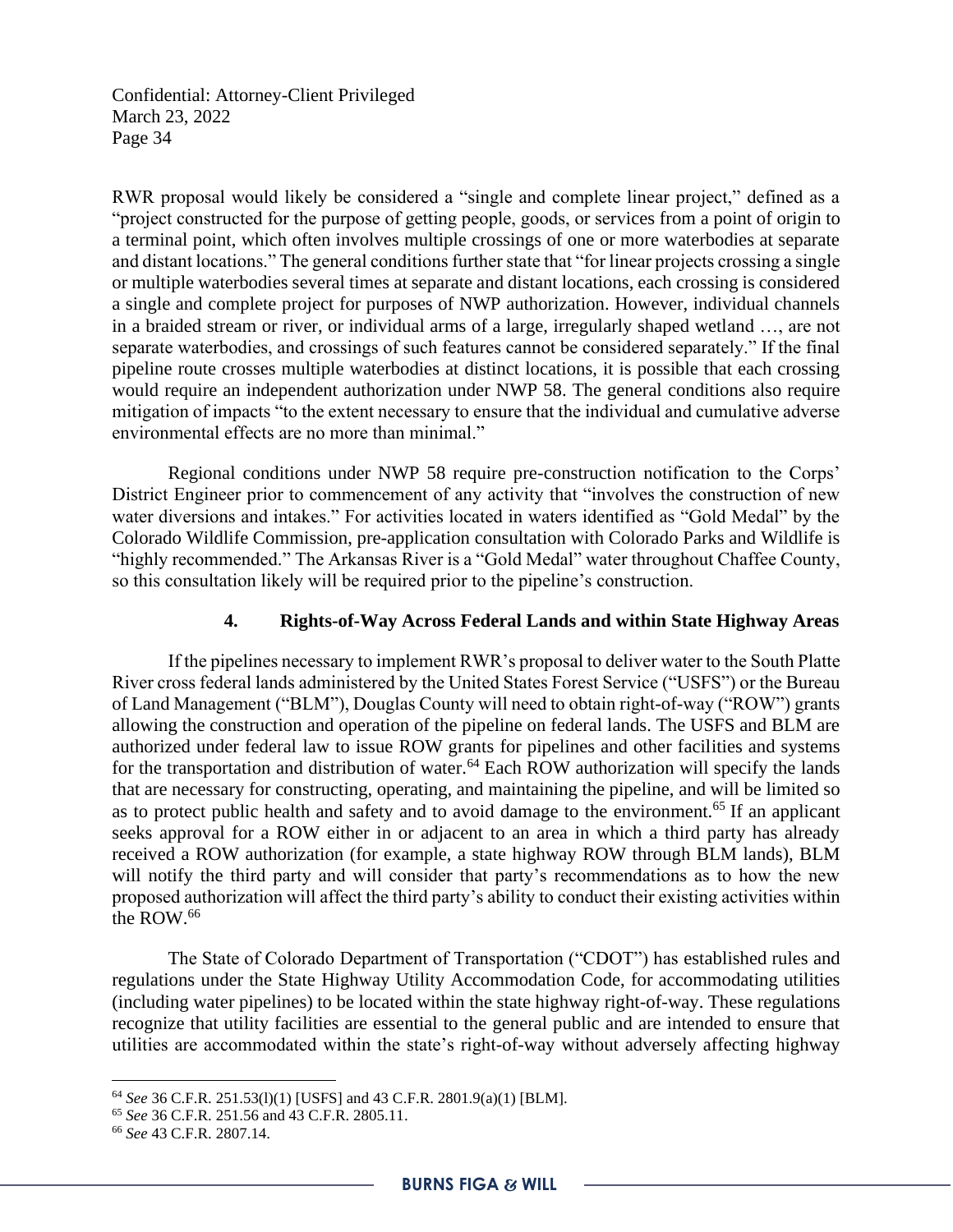RWR proposal would likely be considered a "single and complete linear project," defined as a "project constructed for the purpose of getting people, goods, or services from a point of origin to a terminal point, which often involves multiple crossings of one or more waterbodies at separate and distant locations." The general conditions further state that "for linear projects crossing a single or multiple waterbodies several times at separate and distant locations, each crossing is considered a single and complete project for purposes of NWP authorization. However, individual channels in a braided stream or river, or individual arms of a large, irregularly shaped wetland …, are not separate waterbodies, and crossings of such features cannot be considered separately." If the final pipeline route crosses multiple waterbodies at distinct locations, it is possible that each crossing would require an independent authorization under NWP 58. The general conditions also require mitigation of impacts "to the extent necessary to ensure that the individual and cumulative adverse environmental effects are no more than minimal."

Regional conditions under NWP 58 require pre-construction notification to the Corps' District Engineer prior to commencement of any activity that "involves the construction of new water diversions and intakes." For activities located in waters identified as "Gold Medal" by the Colorado Wildlife Commission, pre-application consultation with Colorado Parks and Wildlife is "highly recommended." The Arkansas River is a "Gold Medal" water throughout Chaffee County, so this consultation likely will be required prior to the pipeline's construction.

### 4. Rights-of-Way Across Federal Lands and within State Highway Areas

If the pipelines necessary to implement RWR's proposal to deliver water to the South Platte River cross federal lands administered by the United States Forest Service ("USFS") or the Bureau of Land Management ("BLM"), Douglas County will need to obtain right-of-way ("ROW") grants allowing the construction and operation of the pipeline on federal lands. The USFS and BLM are authorized under federal law to issue ROW grants for pipelines and other facilities and systems for the transportation and distribution of water.[64] Each ROW authorization will specify the lands that are necessary for constructing, operating, and maintaining the pipeline, and will be limited so as to protect public health and safety and to avoid damage to the environment.[65] If an applicant seeks approval for a ROW either in or adjacent to an area in which a third party has already received a ROW authorization (for example, a state highway ROW through BLM lands), BLM will notify the third party and will consider that party's recommendations as to how the new proposed authorization will affect the third party's ability to conduct their existing activities within the ROW.[66]

The State of Colorado Department of Transportation ("CDOT") has established rules and regulations under the State Highway Utility Accommodation Code, for accommodating utilities (including water pipelines) to be located within the state highway right-of-way. These regulations recognize that utility facilities are essential to the general public and are intended to ensure that utilities are accommodated within the state's right-of-way without adversely affecting highway

---

[64] *See* 36 C.F.R. 251.53(l)(1) [USFS] and 43 C.F.R. 2801.9(a)(1) [BLM].

[65] *See* 36 C.F.R. 251.56 and 43 C.F.R. 2805.11.

[66] *See* 43 C.F.R. 2807.14.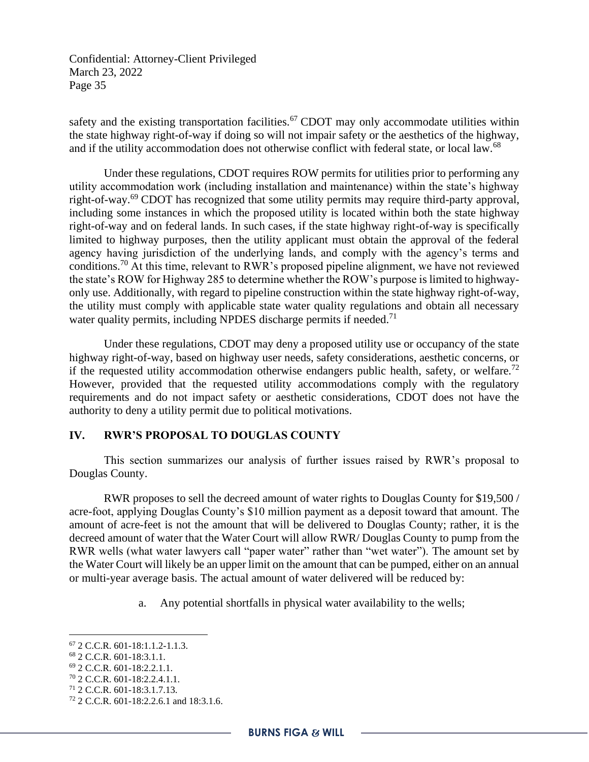safety and the existing transportation facilities.[67] CDOT may only accommodate utilities within the state highway right-of-way if doing so will not impair safety or the aesthetics of the highway, and if the utility accommodation does not otherwise conflict with federal state, or local law.[68]

Under these regulations, CDOT requires ROW permits for utilities prior to performing any utility accommodation work (including installation and maintenance) within the state's highway right-of-way.[69] CDOT has recognized that some utility permits may require third-party approval, including some instances in which the proposed utility is located within both the state highway right-of-way and on federal lands. In such cases, if the state highway right-of-way is specifically limited to highway purposes, then the utility applicant must obtain the approval of the federal agency having jurisdiction of the underlying lands, and comply with the agency's terms and conditions.[70] At this time, relevant to RWR's proposed pipeline alignment, we have not reviewed the state's ROW for Highway 285 to determine whether the ROW's purpose is limited to highway-only use. Additionally, with regard to pipeline construction within the state highway right-of-way, the utility must comply with applicable state water quality regulations and obtain all necessary water quality permits, including NPDES discharge permits if needed.[71]

Under these regulations, CDOT may deny a proposed utility use or occupancy of the state highway right-of-way, based on highway user needs, safety considerations, aesthetic concerns, or if the requested utility accommodation otherwise endangers public health, safety, or welfare.[72] However, provided that the requested utility accommodations comply with the regulatory requirements and do not impact safety or aesthetic considerations, CDOT does not have the authority to deny a utility permit due to political motivations.

## IV. RWR'S PROPOSAL TO DOUGLAS COUNTY

This section summarizes our analysis of further issues raised by RWR's proposal to Douglas County.

RWR proposes to sell the decreed amount of water rights to Douglas County for $19,500 / acre-foot, applying Douglas County's $10 million payment as a deposit toward that amount. The amount of acre-feet is not the amount that will be delivered to Douglas County; rather, it is the decreed amount of water that the Water Court will allow RWR/ Douglas County to pump from the RWR wells (what water lawyers call "paper water" rather than "wet water"). The amount set by the Water Court will likely be an upper limit on the amount that can be pumped, either on an annual or multi-year average basis. The actual amount of water delivered will be reduced by:

a. Any potential shortfalls in physical water availability to the wells;

---

[67] 2 C.C.R. 601-18:1.1.2-1.1.3.

[68] 2 C.C.R. 601-18:3.1.1.

[69] 2 C.C.R. 601-18:2.2.1.1.

[70] 2 C.C.R. 601-18:2.2.4.1.1.

[71] 2 C.C.R. 601-18:3.1.7.13.

[72] 2 C.C.R. 601-18:2.2.6.1 and 18:3.1.6.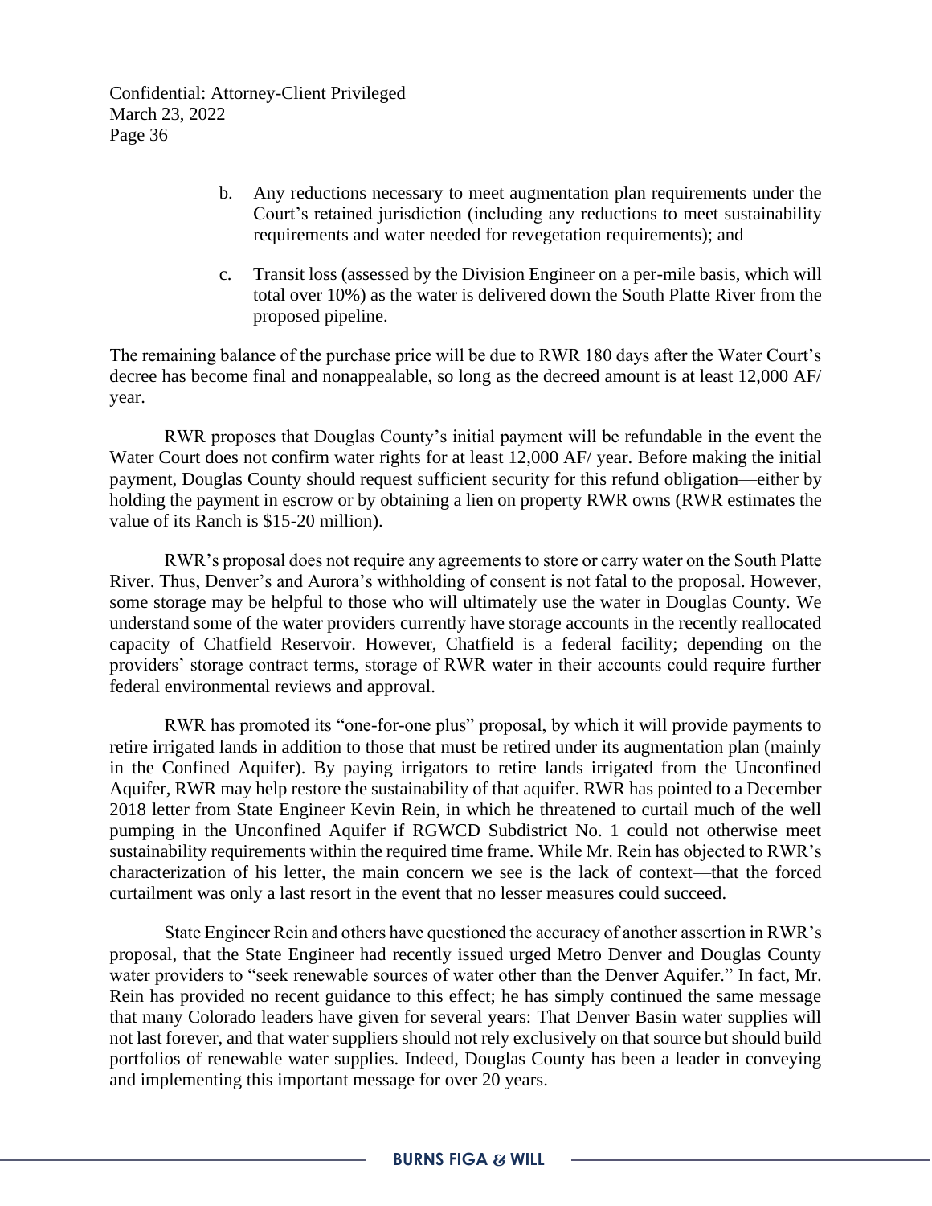b. Any reductions necessary to meet augmentation plan requirements under the Court's retained jurisdiction (including any reductions to meet sustainability requirements and water needed for revegetation requirements); and

c. Transit loss (assessed by the Division Engineer on a per-mile basis, which will total over 10%) as the water is delivered down the South Platte River from the proposed pipeline.

The remaining balance of the purchase price will be due to RWR 180 days after the Water Court's decree has become final and nonappealable, so long as the decreed amount is at least 12,000 AF/ year.

RWR proposes that Douglas County's initial payment will be refundable in the event the Water Court does not confirm water rights for at least 12,000 AF/ year. Before making the initial payment, Douglas County should request sufficient security for this refund obligation—either by holding the payment in escrow or by obtaining a lien on property RWR owns (RWR estimates the value of its Ranch is $15-20 million).

RWR's proposal does not require any agreements to store or carry water on the South Platte River. Thus, Denver's and Aurora's withholding of consent is not fatal to the proposal. However, some storage may be helpful to those who will ultimately use the water in Douglas County. We understand some of the water providers currently have storage accounts in the recently reallocated capacity of Chatfield Reservoir. However, Chatfield is a federal facility; depending on the providers' storage contract terms, storage of RWR water in their accounts could require further federal environmental reviews and approval.

RWR has promoted its "one-for-one plus" proposal, by which it will provide payments to retire irrigated lands in addition to those that must be retired under its augmentation plan (mainly in the Confined Aquifer). By paying irrigators to retire lands irrigated from the Unconfined Aquifer, RWR may help restore the sustainability of that aquifer. RWR has pointed to a December 2018 letter from State Engineer Kevin Rein, in which he threatened to curtail much of the well pumping in the Unconfined Aquifer if RGWCD Subdistrict No. 1 could not otherwise meet sustainability requirements within the required time frame. While Mr. Rein has objected to RWR's characterization of his letter, the main concern we see is the lack of context—that the forced curtailment was only a last resort in the event that no lesser measures could succeed.

State Engineer Rein and others have questioned the accuracy of another assertion in RWR's proposal, that the State Engineer had recently issued urged Metro Denver and Douglas County water providers to "seek renewable sources of water other than the Denver Aquifer." In fact, Mr. Rein has provided no recent guidance to this effect; he has simply continued the same message that many Colorado leaders have given for several years: That Denver Basin water supplies will not last forever, and that water suppliers should not rely exclusively on that source but should build portfolios of renewable water supplies. Indeed, Douglas County has been a leader in conveying and implementing this important message for over 20 years.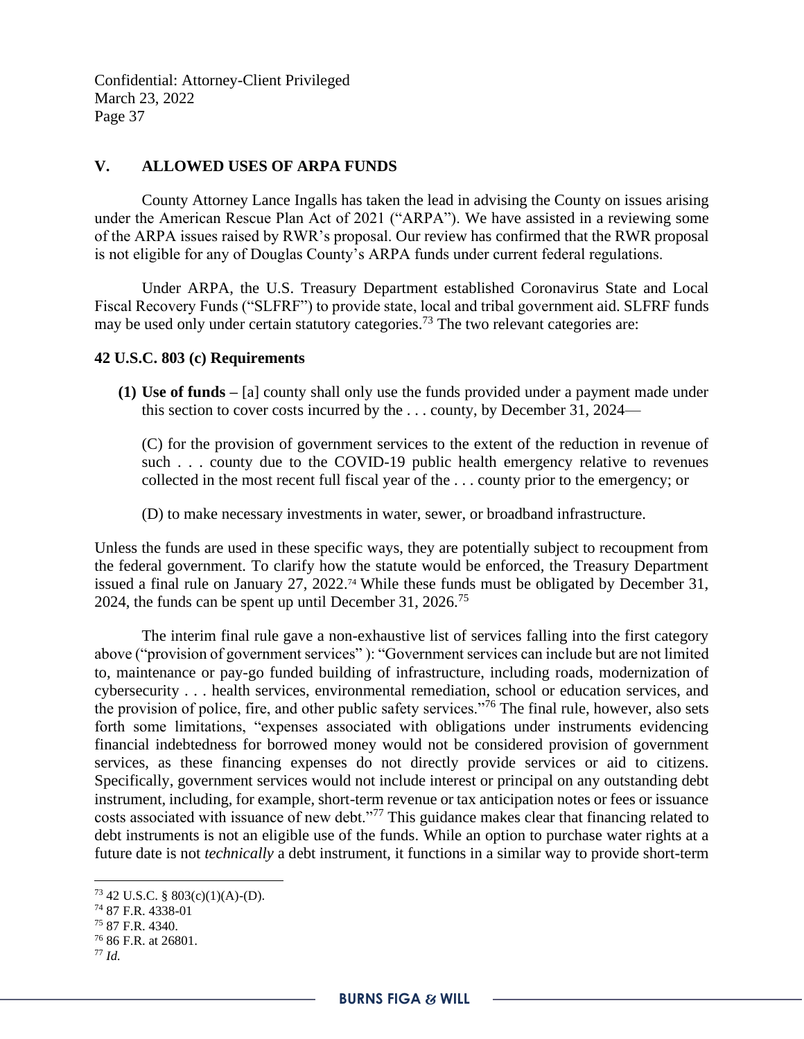## V. ALLOWED USES OF ARPA FUNDS

County Attorney Lance Ingalls has taken the lead in advising the County on issues arising under the American Rescue Plan Act of 2021 ("ARPA"). We have assisted in a reviewing some of the ARPA issues raised by RWR's proposal. Our review has confirmed that the RWR proposal is not eligible for any of Douglas County's ARPA funds under current federal regulations.

Under ARPA, the U.S. Treasury Department established Coronavirus State and Local Fiscal Recovery Funds ("SLFRF") to provide state, local and tribal government aid. SLFRF funds may be used only under certain statutory categories.[73] The two relevant categories are:

**42 U.S.C. 803 (c) Requirements**

> **(1) Use of funds –** [a] county shall only use the funds provided under a payment made under this section to cover costs incurred by the . . . county, by December 31, 2024—
>
> (C) for the provision of government services to the extent of the reduction in revenue of such . . . county due to the COVID-19 public health emergency relative to revenues collected in the most recent full fiscal year of the . . . county prior to the emergency; or
>
> (D) to make necessary investments in water, sewer, or broadband infrastructure.

Unless the funds are used in these specific ways, they are potentially subject to recoupment from the federal government. To clarify how the statute would be enforced, the Treasury Department issued a final rule on January 27, 2022.[74] While these funds must be obligated by December 31, 2024, the funds can be spent up until December 31, 2026.[75]

The interim final rule gave a non-exhaustive list of services falling into the first category above ("provision of government services" ): "Government services can include but are not limited to, maintenance or pay-go funded building of infrastructure, including roads, modernization of cybersecurity . . . health services, environmental remediation, school or education services, and the provision of police, fire, and other public safety services."[76] The final rule, however, also sets forth some limitations, "expenses associated with obligations under instruments evidencing financial indebtedness for borrowed money would not be considered provision of government services, as these financing expenses do not directly provide services or aid to citizens. Specifically, government services would not include interest or principal on any outstanding debt instrument, including, for example, short-term revenue or tax anticipation notes or fees or issuance costs associated with issuance of new debt."[77] This guidance makes clear that financing related to debt instruments is not an eligible use of the funds. While an option to purchase water rights at a future date is not *technically* a debt instrument, it functions in a similar way to provide short-term

---

[73] 42 U.S.C. § 803(c)(1)(A)-(D).

[74] 87 F.R. 4338-01

[75] 87 F.R. 4340.

[76] 86 F.R. at 26801.

[77] *Id.*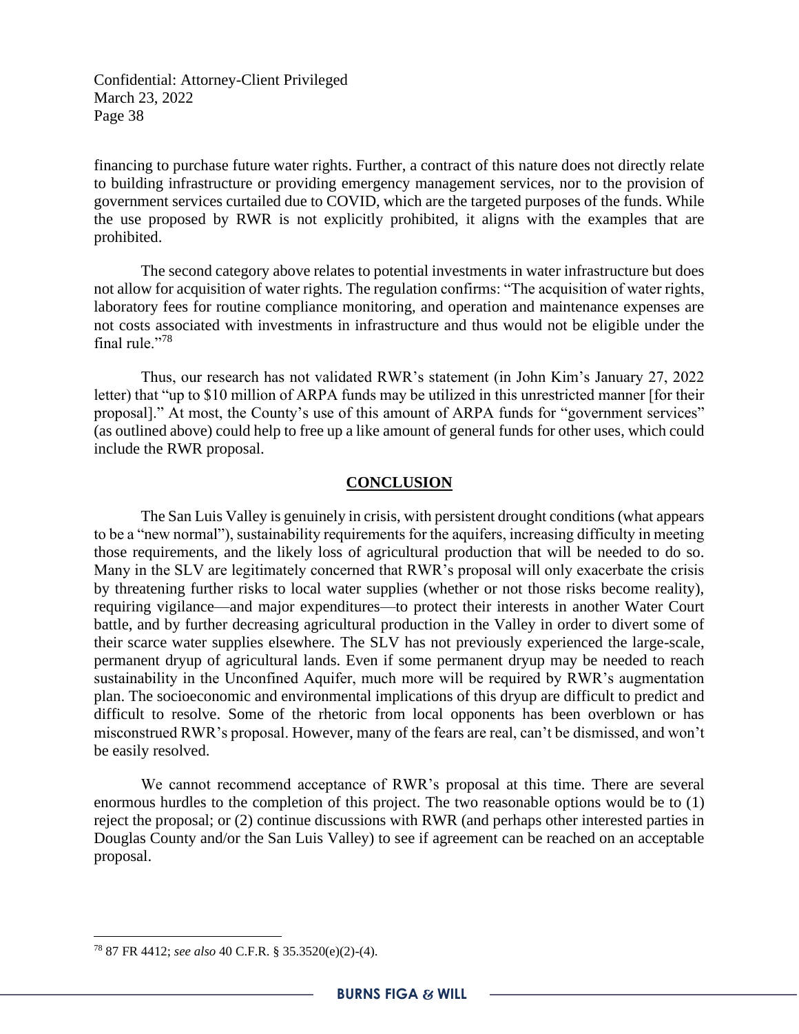financing to purchase future water rights. Further, a contract of this nature does not directly relate to building infrastructure or providing emergency management services, nor to the provision of government services curtailed due to COVID, which are the targeted purposes of the funds. While the use proposed by RWR is not explicitly prohibited, it aligns with the examples that are prohibited.

The second category above relates to potential investments in water infrastructure but does not allow for acquisition of water rights. The regulation confirms: "The acquisition of water rights, laboratory fees for routine compliance monitoring, and operation and maintenance expenses are not costs associated with investments in infrastructure and thus would not be eligible under the final rule."[78]

Thus, our research has not validated RWR's statement (in John Kim's January 27, 2022 letter) that "up to $10 million of ARPA funds may be utilized in this unrestricted manner [for their proposal]." At most, the County's use of this amount of ARPA funds for "government services" (as outlined above) could help to free up a like amount of general funds for other uses, which could include the RWR proposal.

## **CONCLUSION**

The San Luis Valley is genuinely in crisis, with persistent drought conditions (what appears to be a "new normal"), sustainability requirements for the aquifers, increasing difficulty in meeting those requirements, and the likely loss of agricultural production that will be needed to do so. Many in the SLV are legitimately concerned that RWR's proposal will only exacerbate the crisis by threatening further risks to local water supplies (whether or not those risks become reality), requiring vigilance—and major expenditures—to protect their interests in another Water Court battle, and by further decreasing agricultural production in the Valley in order to divert some of their scarce water supplies elsewhere. The SLV has not previously experienced the large-scale, permanent dryup of agricultural lands. Even if some permanent dryup may be needed to reach sustainability in the Unconfined Aquifer, much more will be required by RWR's augmentation plan. The socioeconomic and environmental implications of this dryup are difficult to predict and difficult to resolve. Some of the rhetoric from local opponents has been overblown or has misconstrued RWR's proposal. However, many of the fears are real, can't be dismissed, and won't be easily resolved.

We cannot recommend acceptance of RWR's proposal at this time. There are several enormous hurdles to the completion of this project. The two reasonable options would be to (1) reject the proposal; or (2) continue discussions with RWR (and perhaps other interested parties in Douglas County and/or the San Luis Valley) to see if agreement can be reached on an acceptable proposal.

---

[78] 87 FR 4412; *see also* 40 C.F.R. § 35.3520(e)(2)-(4).